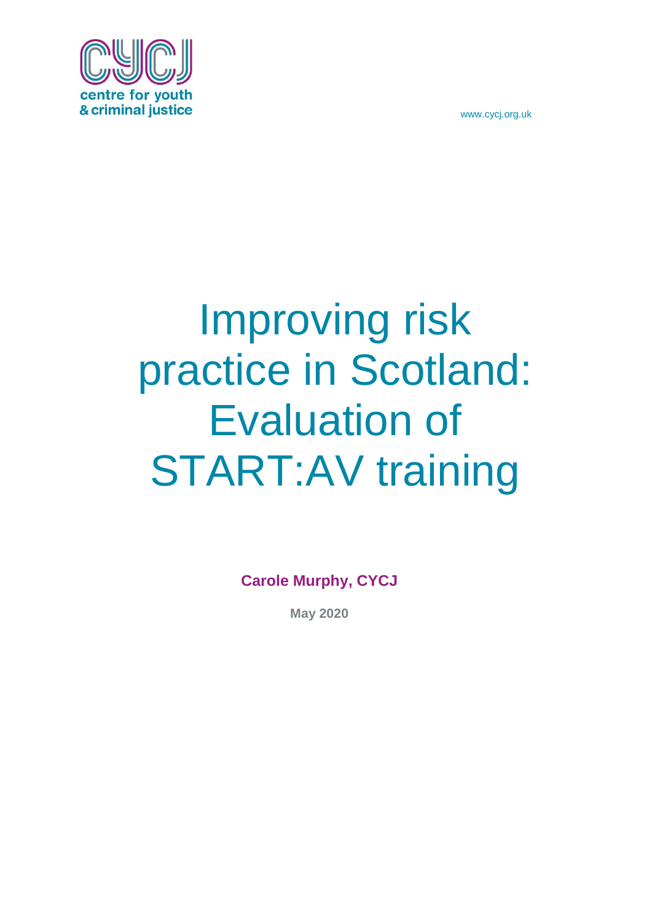centre for youth
& criminal justice

www.cycj.org.uk

# Improving risk practice in Scotland: Evaluation of START:AV training

**Carole Murphy, CYCJ**

**May 2020**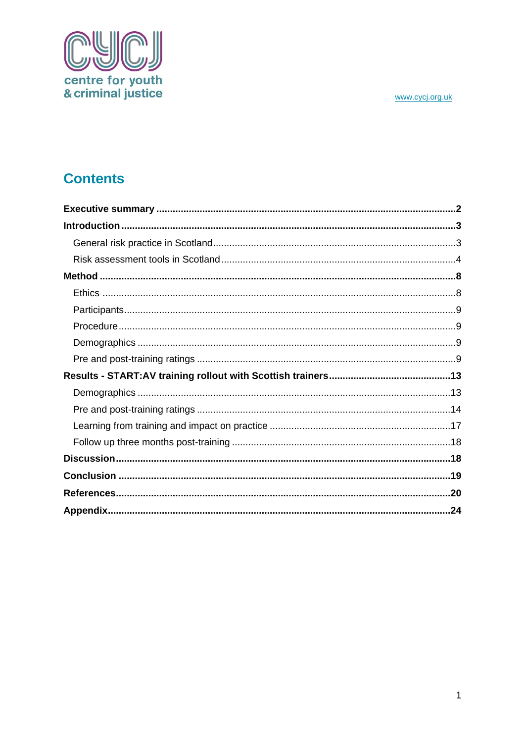# Contents

**Executive summary** ..................................................2

**Introduction** ..................................................3

- General risk practice in Scotland ..................................................3
- Risk assessment tools in Scotland ..................................................4

**Method** ..................................................8

- Ethics ..................................................8
- Participants ..................................................9
- Procedure ..................................................9
- Demographics ..................................................9
- Pre and post-training ratings ..................................................9

**Results - START:AV training rollout with Scottish trainers** ..................................................13

- Demographics ..................................................13
- Pre and post-training ratings ..................................................14
- Learning from training and impact on practice ..................................................17
- Follow up three months post-training ..................................................18

**Discussion** ..................................................18

**Conclusion** ..................................................19

**References** ..................................................20

**Appendix** ..................................................24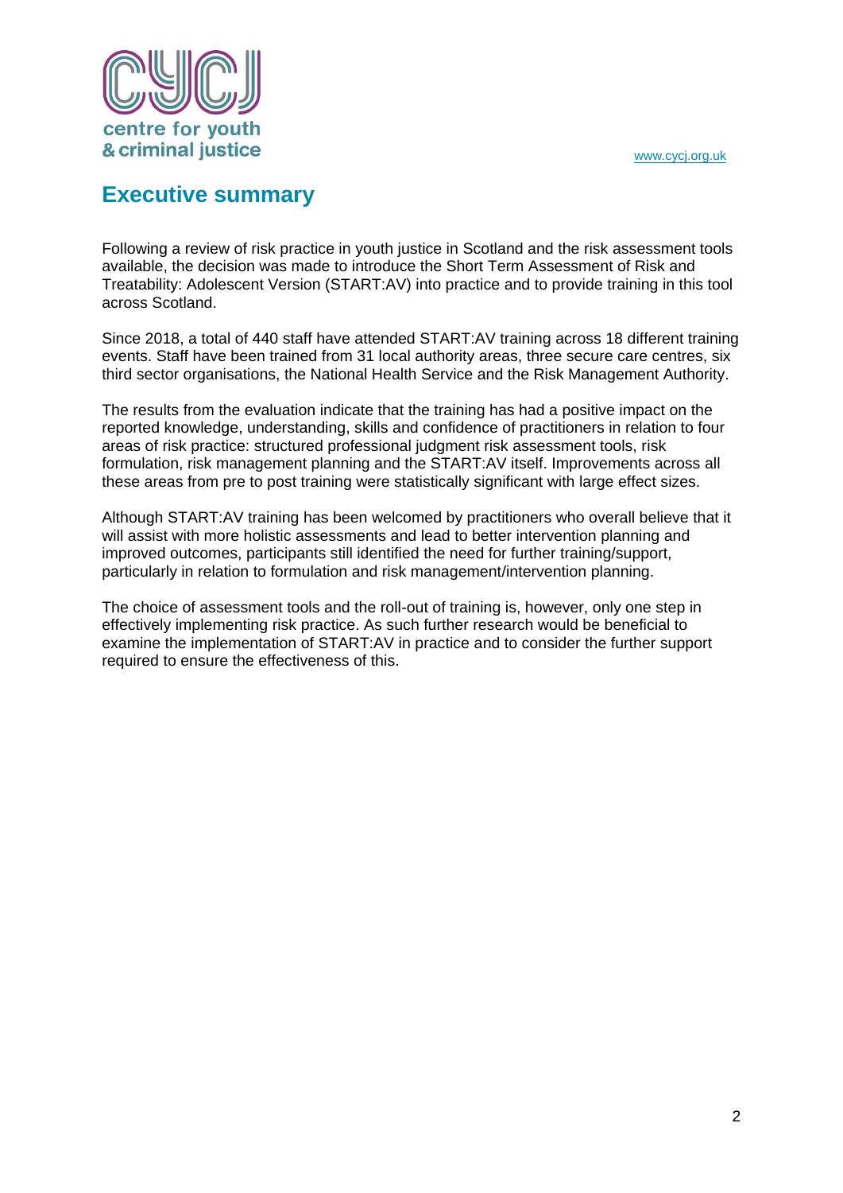## Executive summary

Following a review of risk practice in youth justice in Scotland and the risk assessment tools available, the decision was made to introduce the Short Term Assessment of Risk and Treatability: Adolescent Version (START:AV) into practice and to provide training in this tool across Scotland.

Since 2018, a total of 440 staff have attended START:AV training across 18 different training events. Staff have been trained from 31 local authority areas, three secure care centres, six third sector organisations, the National Health Service and the Risk Management Authority.

The results from the evaluation indicate that the training has had a positive impact on the reported knowledge, understanding, skills and confidence of practitioners in relation to four areas of risk practice: structured professional judgment risk assessment tools, risk formulation, risk management planning and the START:AV itself. Improvements across all these areas from pre to post training were statistically significant with large effect sizes.

Although START:AV training has been welcomed by practitioners who overall believe that it will assist with more holistic assessments and lead to better intervention planning and improved outcomes, participants still identified the need for further training/support, particularly in relation to formulation and risk management/intervention planning.

The choice of assessment tools and the roll-out of training is, however, only one step in effectively implementing risk practice. As such further research would be beneficial to examine the implementation of START:AV in practice and to consider the further support required to ensure the effectiveness of this.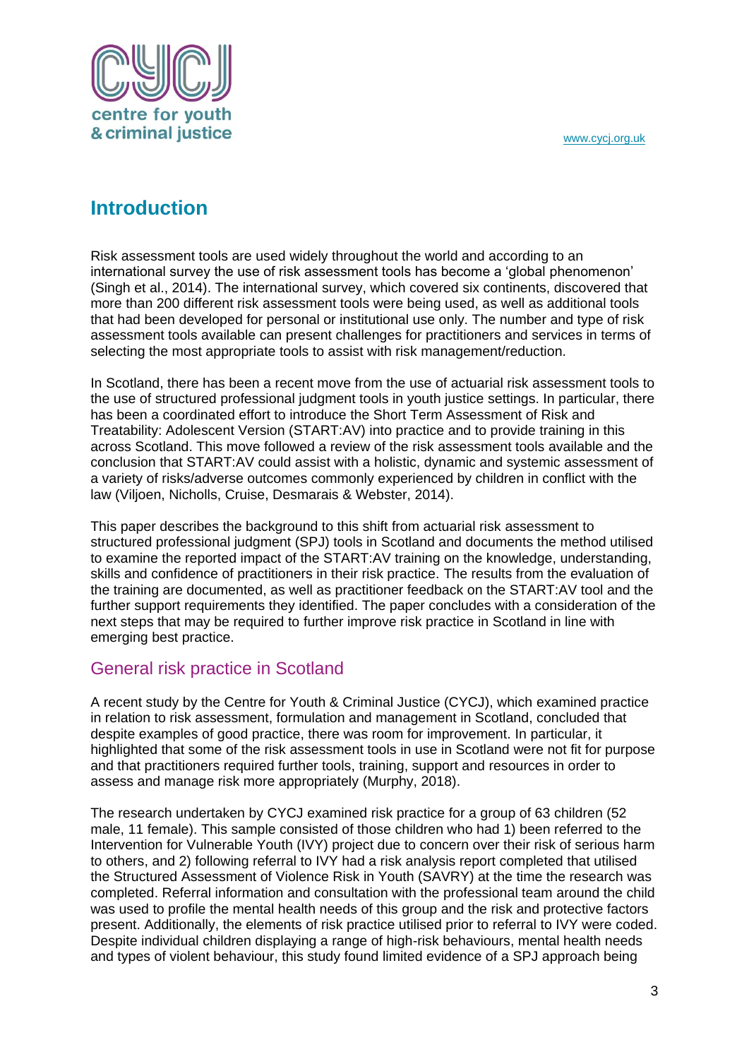## Introduction

Risk assessment tools are used widely throughout the world and according to an international survey the use of risk assessment tools has become a 'global phenomenon' (Singh et al., 2014). The international survey, which covered six continents, discovered that more than 200 different risk assessment tools were being used, as well as additional tools that had been developed for personal or institutional use only. The number and type of risk assessment tools available can present challenges for practitioners and services in terms of selecting the most appropriate tools to assist with risk management/reduction.

In Scotland, there has been a recent move from the use of actuarial risk assessment tools to the use of structured professional judgment tools in youth justice settings. In particular, there has been a coordinated effort to introduce the Short Term Assessment of Risk and Treatability: Adolescent Version (START:AV) into practice and to provide training in this across Scotland. This move followed a review of the risk assessment tools available and the conclusion that START:AV could assist with a holistic, dynamic and systemic assessment of a variety of risks/adverse outcomes commonly experienced by children in conflict with the law (Viljoen, Nicholls, Cruise, Desmarais & Webster, 2014).

This paper describes the background to this shift from actuarial risk assessment to structured professional judgment (SPJ) tools in Scotland and documents the method utilised to examine the reported impact of the START:AV training on the knowledge, understanding, skills and confidence of practitioners in their risk practice. The results from the evaluation of the training are documented, as well as practitioner feedback on the START:AV tool and the further support requirements they identified. The paper concludes with a consideration of the next steps that may be required to further improve risk practice in Scotland in line with emerging best practice.

### General risk practice in Scotland

A recent study by the Centre for Youth & Criminal Justice (CYCJ), which examined practice in relation to risk assessment, formulation and management in Scotland, concluded that despite examples of good practice, there was room for improvement. In particular, it highlighted that some of the risk assessment tools in use in Scotland were not fit for purpose and that practitioners required further tools, training, support and resources in order to assess and manage risk more appropriately (Murphy, 2018).

The research undertaken by CYCJ examined risk practice for a group of 63 children (52 male, 11 female). This sample consisted of those children who had 1) been referred to the Intervention for Vulnerable Youth (IVY) project due to concern over their risk of serious harm to others, and 2) following referral to IVY had a risk analysis report completed that utilised the Structured Assessment of Violence Risk in Youth (SAVRY) at the time the research was completed. Referral information and consultation with the professional team around the child was used to profile the mental health needs of this group and the risk and protective factors present. Additionally, the elements of risk practice utilised prior to referral to IVY were coded. Despite individual children displaying a range of high-risk behaviours, mental health needs and types of violent behaviour, this study found limited evidence of a SPJ approach being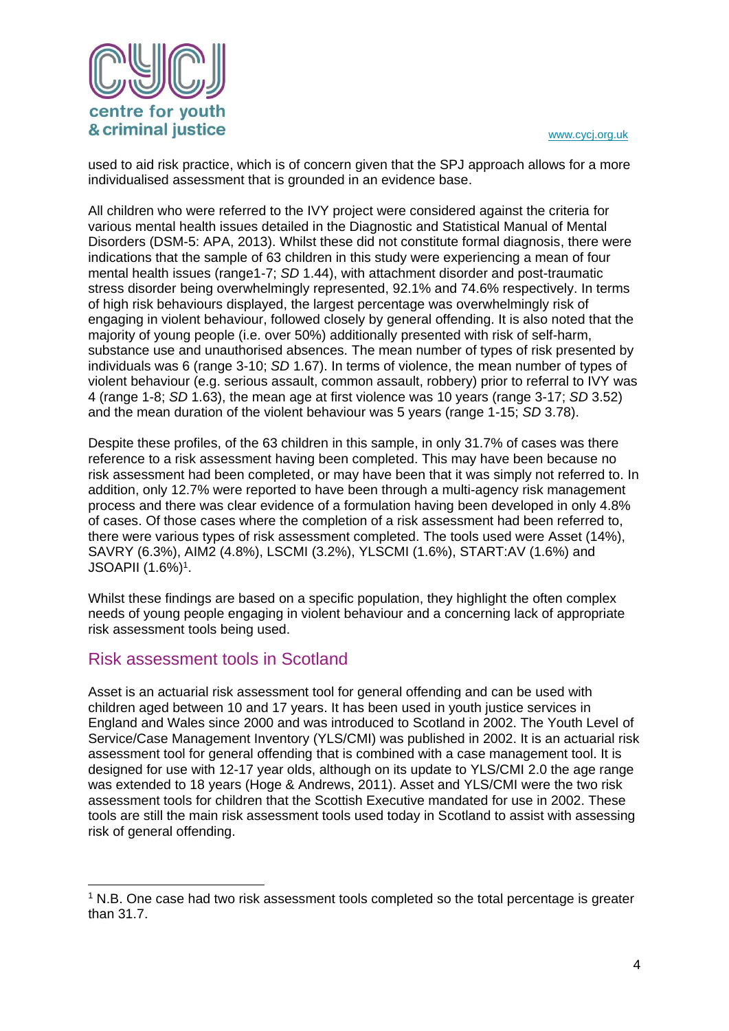used to aid risk practice, which is of concern given that the SPJ approach allows for a more individualised assessment that is grounded in an evidence base.

All children who were referred to the IVY project were considered against the criteria for various mental health issues detailed in the Diagnostic and Statistical Manual of Mental Disorders (DSM-5: APA, 2013). Whilst these did not constitute formal diagnosis, there were indications that the sample of 63 children in this study were experiencing a mean of four mental health issues (range1-7; *SD* 1.44), with attachment disorder and post-traumatic stress disorder being overwhelmingly represented, 92.1% and 74.6% respectively. In terms of high risk behaviours displayed, the largest percentage was overwhelmingly risk of engaging in violent behaviour, followed closely by general offending. It is also noted that the majority of young people (i.e. over 50%) additionally presented with risk of self-harm, substance use and unauthorised absences. The mean number of types of risk presented by individuals was 6 (range 3-10; *SD* 1.67). In terms of violence, the mean number of types of violent behaviour (e.g. serious assault, common assault, robbery) prior to referral to IVY was 4 (range 1-8; *SD* 1.63), the mean age at first violence was 10 years (range 3-17; *SD* 3.52) and the mean duration of the violent behaviour was 5 years (range 1-15; *SD* 3.78).

Despite these profiles, of the 63 children in this sample, in only 31.7% of cases was there reference to a risk assessment having been completed. This may have been because no risk assessment had been completed, or may have been that it was simply not referred to. In addition, only 12.7% were reported to have been through a multi-agency risk management process and there was clear evidence of a formulation having been developed in only 4.8% of cases. Of those cases where the completion of a risk assessment had been referred to, there were various types of risk assessment completed. The tools used were Asset (14%), SAVRY (6.3%), AIM2 (4.8%), LSCMI (3.2%), YLSCMI (1.6%), START:AV (1.6%) and JSOAPII (1.6%)[1].

Whilst these findings are based on a specific population, they highlight the often complex needs of young people engaging in violent behaviour and a concerning lack of appropriate risk assessment tools being used.

## Risk assessment tools in Scotland

Asset is an actuarial risk assessment tool for general offending and can be used with children aged between 10 and 17 years. It has been used in youth justice services in England and Wales since 2000 and was introduced to Scotland in 2002. The Youth Level of Service/Case Management Inventory (YLS/CMI) was published in 2002. It is an actuarial risk assessment tool for general offending that is combined with a case management tool. It is designed for use with 12-17 year olds, although on its update to YLS/CMI 2.0 the age range was extended to 18 years (Hoge & Andrews, 2011). Asset and YLS/CMI were the two risk assessment tools for children that the Scottish Executive mandated for use in 2002. These tools are still the main risk assessment tools used today in Scotland to assist with assessing risk of general offending.

[1] N.B. One case had two risk assessment tools completed so the total percentage is greater than 31.7.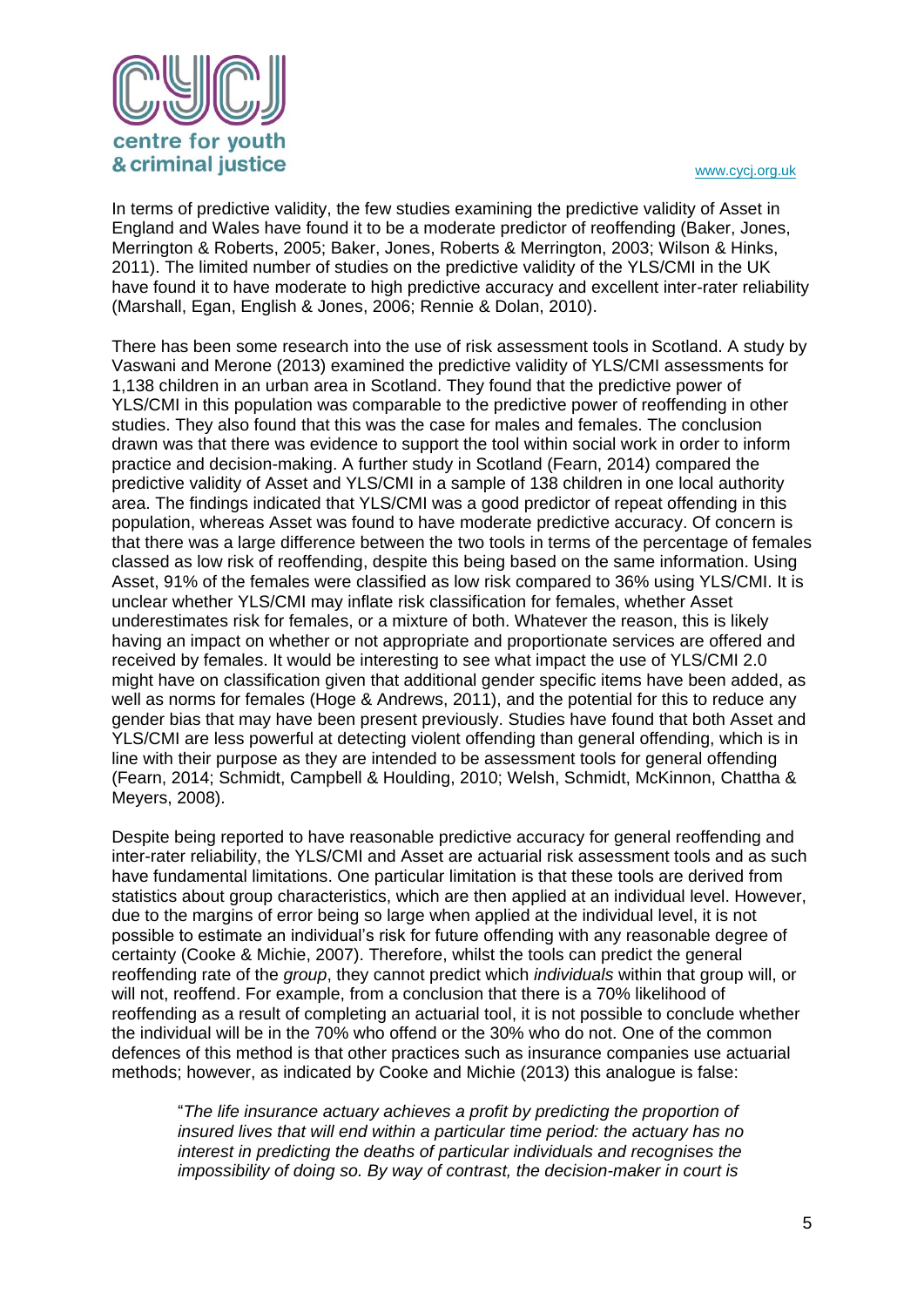In terms of predictive validity, the few studies examining the predictive validity of Asset in England and Wales have found it to be a moderate predictor of reoffending (Baker, Jones, Merrington & Roberts, 2005; Baker, Jones, Roberts & Merrington, 2003; Wilson & Hinks, 2011). The limited number of studies on the predictive validity of the YLS/CMI in the UK have found it to have moderate to high predictive accuracy and excellent inter-rater reliability (Marshall, Egan, English & Jones, 2006; Rennie & Dolan, 2010).

There has been some research into the use of risk assessment tools in Scotland. A study by Vaswani and Merone (2013) examined the predictive validity of YLS/CMI assessments for 1,138 children in an urban area in Scotland. They found that the predictive power of YLS/CMI in this population was comparable to the predictive power of reoffending in other studies. They also found that this was the case for males and females. The conclusion drawn was that there was evidence to support the tool within social work in order to inform practice and decision-making. A further study in Scotland (Fearn, 2014) compared the predictive validity of Asset and YLS/CMI in a sample of 138 children in one local authority area. The findings indicated that YLS/CMI was a good predictor of repeat offending in this population, whereas Asset was found to have moderate predictive accuracy. Of concern is that there was a large difference between the two tools in terms of the percentage of females classed as low risk of reoffending, despite this being based on the same information. Using Asset, 91% of the females were classified as low risk compared to 36% using YLS/CMI. It is unclear whether YLS/CMI may inflate risk classification for females, whether Asset underestimates risk for females, or a mixture of both. Whatever the reason, this is likely having an impact on whether or not appropriate and proportionate services are offered and received by females. It would be interesting to see what impact the use of YLS/CMI 2.0 might have on classification given that additional gender specific items have been added, as well as norms for females (Hoge & Andrews, 2011), and the potential for this to reduce any gender bias that may have been present previously. Studies have found that both Asset and YLS/CMI are less powerful at detecting violent offending than general offending, which is in line with their purpose as they are intended to be assessment tools for general offending (Fearn, 2014; Schmidt, Campbell & Houlding, 2010; Welsh, Schmidt, McKinnon, Chattha & Meyers, 2008).

Despite being reported to have reasonable predictive accuracy for general reoffending and inter-rater reliability, the YLS/CMI and Asset are actuarial risk assessment tools and as such have fundamental limitations. One particular limitation is that these tools are derived from statistics about group characteristics, which are then applied at an individual level. However, due to the margins of error being so large when applied at the individual level, it is not possible to estimate an individual's risk for future offending with any reasonable degree of certainty (Cooke & Michie, 2007). Therefore, whilst the tools can predict the general reoffending rate of the *group*, they cannot predict which *individuals* within that group will, or will not, reoffend. For example, from a conclusion that there is a 70% likelihood of reoffending as a result of completing an actuarial tool, it is not possible to conclude whether the individual will be in the 70% who offend or the 30% who do not. One of the common defences of this method is that other practices such as insurance companies use actuarial methods; however, as indicated by Cooke and Michie (2013) this analogue is false:

> "*The life insurance actuary achieves a profit by predicting the proportion of insured lives that will end within a particular time period: the actuary has no interest in predicting the deaths of particular individuals and recognises the impossibility of doing so. By way of contrast, the decision-maker in court is*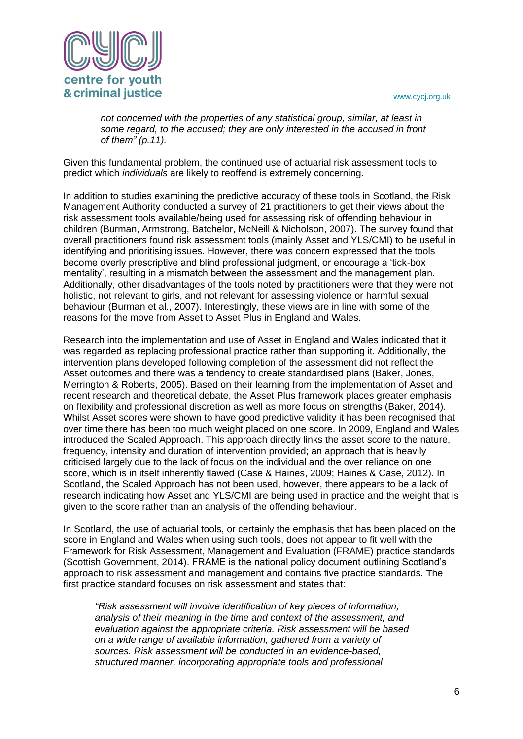> *not concerned with the properties of any statistical group, similar, at least in some regard, to the accused; they are only interested in the accused in front of them" (p.11).*

Given this fundamental problem, the continued use of actuarial risk assessment tools to predict which *individuals* are likely to reoffend is extremely concerning.

In addition to studies examining the predictive accuracy of these tools in Scotland, the Risk Management Authority conducted a survey of 21 practitioners to get their views about the risk assessment tools available/being used for assessing risk of offending behaviour in children (Burman, Armstrong, Batchelor, McNeill & Nicholson, 2007). The survey found that overall practitioners found risk assessment tools (mainly Asset and YLS/CMI) to be useful in identifying and prioritising issues. However, there was concern expressed that the tools become overly prescriptive and blind professional judgment, or encourage a 'tick-box mentality', resulting in a mismatch between the assessment and the management plan. Additionally, other disadvantages of the tools noted by practitioners were that they were not holistic, not relevant to girls, and not relevant for assessing violence or harmful sexual behaviour (Burman et al., 2007). Interestingly, these views are in line with some of the reasons for the move from Asset to Asset Plus in England and Wales.

Research into the implementation and use of Asset in England and Wales indicated that it was regarded as replacing professional practice rather than supporting it. Additionally, the intervention plans developed following completion of the assessment did not reflect the Asset outcomes and there was a tendency to create standardised plans (Baker, Jones, Merrington & Roberts, 2005). Based on their learning from the implementation of Asset and recent research and theoretical debate, the Asset Plus framework places greater emphasis on flexibility and professional discretion as well as more focus on strengths (Baker, 2014). Whilst Asset scores were shown to have good predictive validity it has been recognised that over time there has been too much weight placed on one score. In 2009, England and Wales introduced the Scaled Approach. This approach directly links the asset score to the nature, frequency, intensity and duration of intervention provided; an approach that is heavily criticised largely due to the lack of focus on the individual and the over reliance on one score, which is in itself inherently flawed (Case & Haines, 2009; Haines & Case, 2012). In Scotland, the Scaled Approach has not been used, however, there appears to be a lack of research indicating how Asset and YLS/CMI are being used in practice and the weight that is given to the score rather than an analysis of the offending behaviour.

In Scotland, the use of actuarial tools, or certainly the emphasis that has been placed on the score in England and Wales when using such tools, does not appear to fit well with the Framework for Risk Assessment, Management and Evaluation (FRAME) practice standards (Scottish Government, 2014). FRAME is the national policy document outlining Scotland's approach to risk assessment and management and contains five practice standards. The first practice standard focuses on risk assessment and states that:

> *"Risk assessment will involve identification of key pieces of information, analysis of their meaning in the time and context of the assessment, and evaluation against the appropriate criteria. Risk assessment will be based on a wide range of available information, gathered from a variety of sources. Risk assessment will be conducted in an evidence-based, structured manner, incorporating appropriate tools and professional*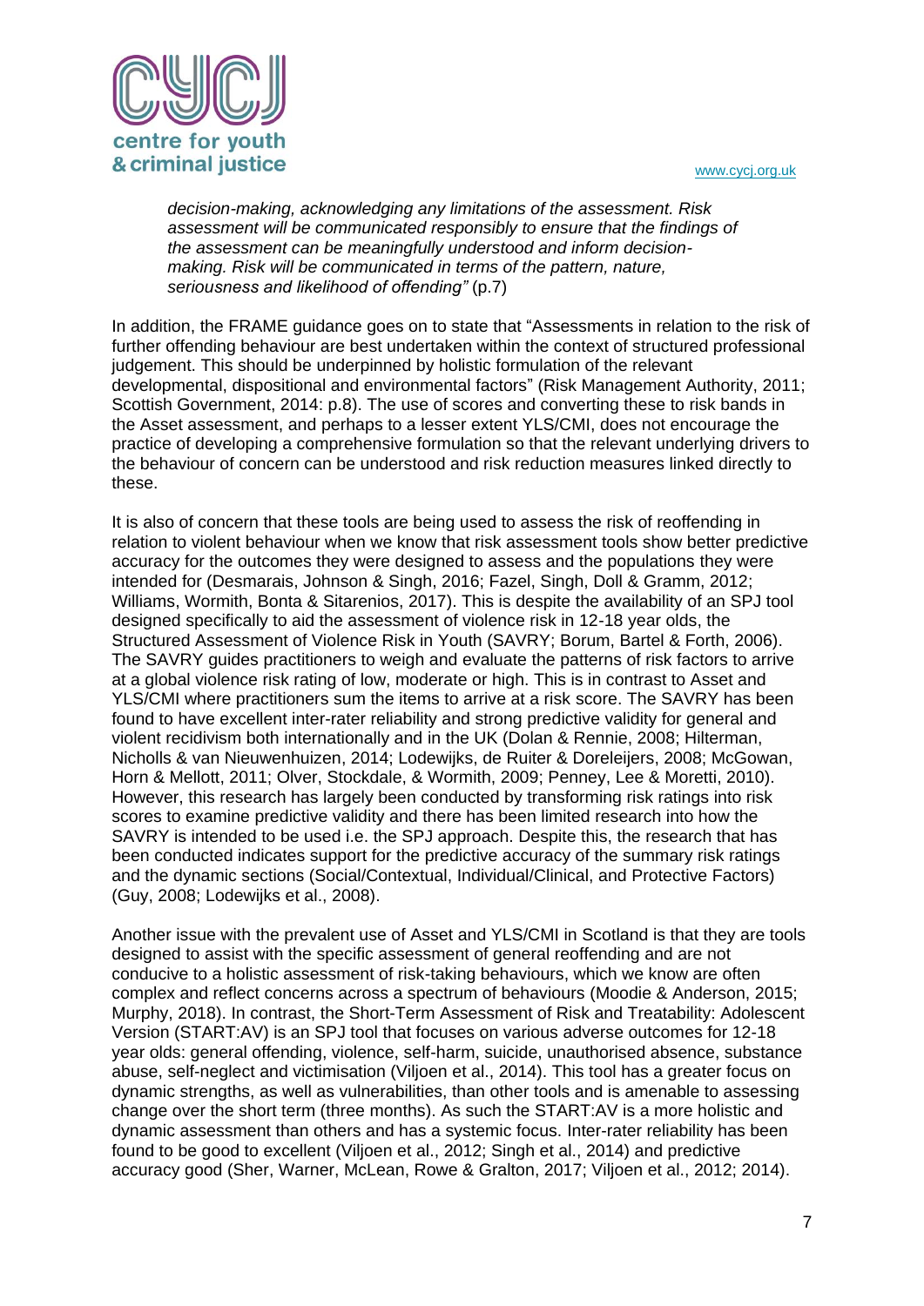*decision-making, acknowledging any limitations of the assessment. Risk assessment will be communicated responsibly to ensure that the findings of the assessment can be meaningfully understood and inform decision-making. Risk will be communicated in terms of the pattern, nature, seriousness and likelihood of offending"* (p.7)

In addition, the FRAME guidance goes on to state that "Assessments in relation to the risk of further offending behaviour are best undertaken within the context of structured professional judgement. This should be underpinned by holistic formulation of the relevant developmental, dispositional and environmental factors" (Risk Management Authority, 2011; Scottish Government, 2014: p.8). The use of scores and converting these to risk bands in the Asset assessment, and perhaps to a lesser extent YLS/CMI, does not encourage the practice of developing a comprehensive formulation so that the relevant underlying drivers to the behaviour of concern can be understood and risk reduction measures linked directly to these.

It is also of concern that these tools are being used to assess the risk of reoffending in relation to violent behaviour when we know that risk assessment tools show better predictive accuracy for the outcomes they were designed to assess and the populations they were intended for (Desmarais, Johnson & Singh, 2016; Fazel, Singh, Doll & Gramm, 2012; Williams, Wormith, Bonta & Sitarenios, 2017). This is despite the availability of an SPJ tool designed specifically to aid the assessment of violence risk in 12-18 year olds, the Structured Assessment of Violence Risk in Youth (SAVRY; Borum, Bartel & Forth, 2006). The SAVRY guides practitioners to weigh and evaluate the patterns of risk factors to arrive at a global violence risk rating of low, moderate or high. This is in contrast to Asset and YLS/CMI where practitioners sum the items to arrive at a risk score. The SAVRY has been found to have excellent inter-rater reliability and strong predictive validity for general and violent recidivism both internationally and in the UK (Dolan & Rennie, 2008; Hilterman, Nicholls & van Nieuwenhuizen, 2014; Lodewijks, de Ruiter & Doreleijers, 2008; McGowan, Horn & Mellott, 2011; Olver, Stockdale, & Wormith, 2009; Penney, Lee & Moretti, 2010). However, this research has largely been conducted by transforming risk ratings into risk scores to examine predictive validity and there has been limited research into how the SAVRY is intended to be used i.e. the SPJ approach. Despite this, the research that has been conducted indicates support for the predictive accuracy of the summary risk ratings and the dynamic sections (Social/Contextual, Individual/Clinical, and Protective Factors) (Guy, 2008; Lodewijks et al., 2008).

Another issue with the prevalent use of Asset and YLS/CMI in Scotland is that they are tools designed to assist with the specific assessment of general reoffending and are not conducive to a holistic assessment of risk-taking behaviours, which we know are often complex and reflect concerns across a spectrum of behaviours (Moodie & Anderson, 2015; Murphy, 2018). In contrast, the Short-Term Assessment of Risk and Treatability: Adolescent Version (START:AV) is an SPJ tool that focuses on various adverse outcomes for 12-18 year olds: general offending, violence, self-harm, suicide, unauthorised absence, substance abuse, self-neglect and victimisation (Viljoen et al., 2014). This tool has a greater focus on dynamic strengths, as well as vulnerabilities, than other tools and is amenable to assessing change over the short term (three months). As such the START:AV is a more holistic and dynamic assessment than others and has a systemic focus. Inter-rater reliability has been found to be good to excellent (Viljoen et al., 2012; Singh et al., 2014) and predictive accuracy good (Sher, Warner, McLean, Rowe & Gralton, 2017; Viljoen et al., 2012; 2014).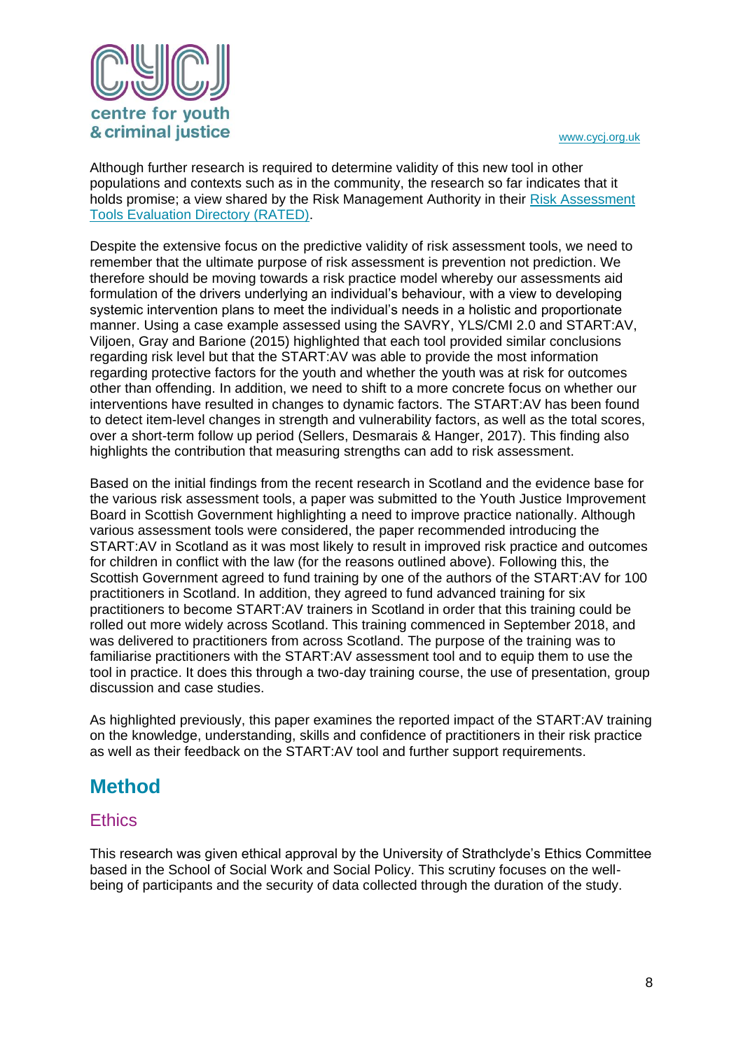Although further research is required to determine validity of this new tool in other populations and contexts such as in the community, the research so far indicates that it holds promise; a view shared by the Risk Management Authority in their [Risk Assessment Tools Evaluation Directory (RATED)](#).

Despite the extensive focus on the predictive validity of risk assessment tools, we need to remember that the ultimate purpose of risk assessment is prevention not prediction. We therefore should be moving towards a risk practice model whereby our assessments aid formulation of the drivers underlying an individual's behaviour, with a view to developing systemic intervention plans to meet the individual's needs in a holistic and proportionate manner. Using a case example assessed using the SAVRY, YLS/CMI 2.0 and START:AV, Viljoen, Gray and Barione (2015) highlighted that each tool provided similar conclusions regarding risk level but that the START:AV was able to provide the most information regarding protective factors for the youth and whether the youth was at risk for outcomes other than offending. In addition, we need to shift to a more concrete focus on whether our interventions have resulted in changes to dynamic factors. The START:AV has been found to detect item-level changes in strength and vulnerability factors, as well as the total scores, over a short-term follow up period (Sellers, Desmarais & Hanger, 2017). This finding also highlights the contribution that measuring strengths can add to risk assessment.

Based on the initial findings from the recent research in Scotland and the evidence base for the various risk assessment tools, a paper was submitted to the Youth Justice Improvement Board in Scottish Government highlighting a need to improve practice nationally. Although various assessment tools were considered, the paper recommended introducing the START:AV in Scotland as it was most likely to result in improved risk practice and outcomes for children in conflict with the law (for the reasons outlined above). Following this, the Scottish Government agreed to fund training by one of the authors of the START:AV for 100 practitioners in Scotland. In addition, they agreed to fund advanced training for six practitioners to become START:AV trainers in Scotland in order that this training could be rolled out more widely across Scotland. This training commenced in September 2018, and was delivered to practitioners from across Scotland. The purpose of the training was to familiarise practitioners with the START:AV assessment tool and to equip them to use the tool in practice. It does this through a two-day training course, the use of presentation, group discussion and case studies.

As highlighted previously, this paper examines the reported impact of the START:AV training on the knowledge, understanding, skills and confidence of practitioners in their risk practice as well as their feedback on the START:AV tool and further support requirements.

## Method

### Ethics

This research was given ethical approval by the University of Strathclyde's Ethics Committee based in the School of Social Work and Social Policy. This scrutiny focuses on the well-being of participants and the security of data collected through the duration of the study.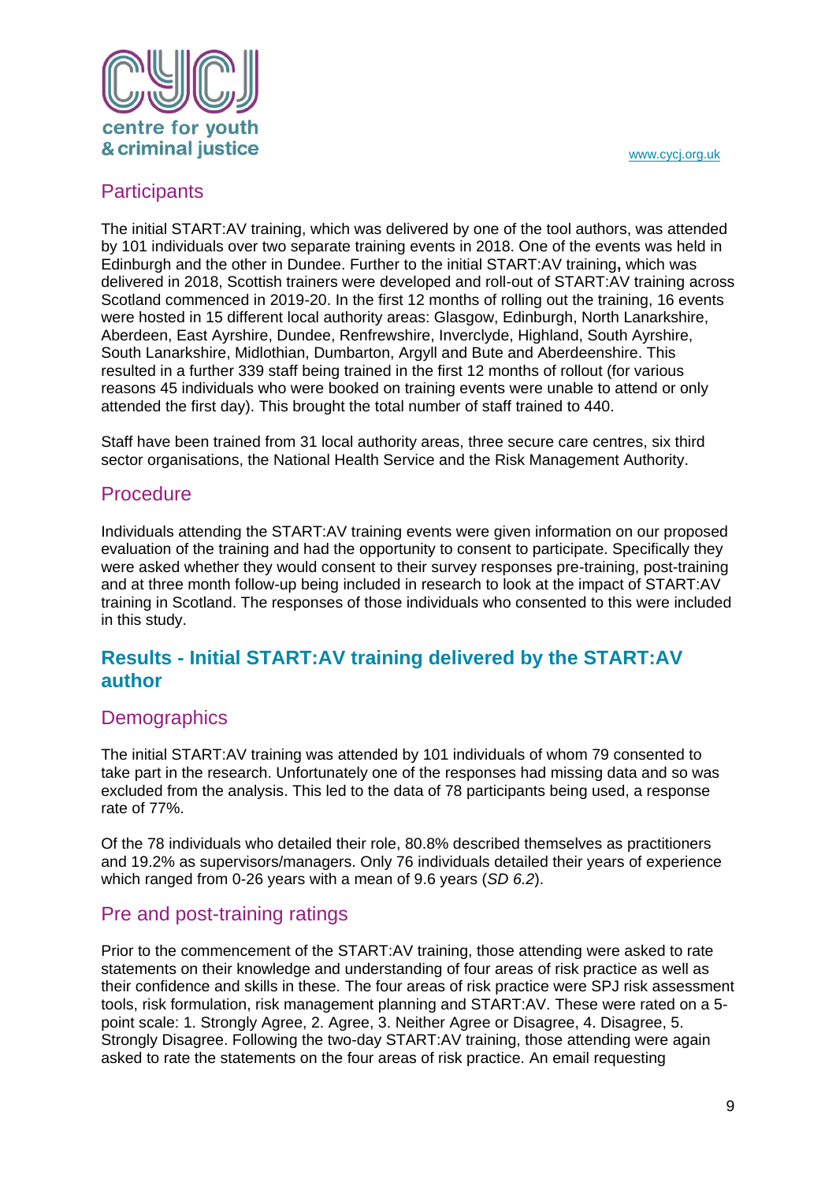## Participants

The initial START:AV training, which was delivered by one of the tool authors, was attended by 101 individuals over two separate training events in 2018. One of the events was held in Edinburgh and the other in Dundee. Further to the initial START:AV training**,** which was delivered in 2018, Scottish trainers were developed and roll-out of START:AV training across Scotland commenced in 2019-20. In the first 12 months of rolling out the training, 16 events were hosted in 15 different local authority areas: Glasgow, Edinburgh, North Lanarkshire, Aberdeen, East Ayrshire, Dundee, Renfrewshire, Inverclyde, Highland, South Ayrshire, South Lanarkshire, Midlothian, Dumbarton, Argyll and Bute and Aberdeenshire. This resulted in a further 339 staff being trained in the first 12 months of rollout (for various reasons 45 individuals who were booked on training events were unable to attend or only attended the first day). This brought the total number of staff trained to 440.

Staff have been trained from 31 local authority areas, three secure care centres, six third sector organisations, the National Health Service and the Risk Management Authority.

## Procedure

Individuals attending the START:AV training events were given information on our proposed evaluation of the training and had the opportunity to consent to participate. Specifically they were asked whether they would consent to their survey responses pre-training, post-training and at three month follow-up being included in research to look at the impact of START:AV training in Scotland. The responses of those individuals who consented to this were included in this study.

# Results - Initial START:AV training delivered by the START:AV author

## Demographics

The initial START:AV training was attended by 101 individuals of whom 79 consented to take part in the research. Unfortunately one of the responses had missing data and so was excluded from the analysis. This led to the data of 78 participants being used, a response rate of 77%.

Of the 78 individuals who detailed their role, 80.8% described themselves as practitioners and 19.2% as supervisors/managers. Only 76 individuals detailed their years of experience which ranged from 0-26 years with a mean of 9.6 years (*SD 6.2*).

## Pre and post-training ratings

Prior to the commencement of the START:AV training, those attending were asked to rate statements on their knowledge and understanding of four areas of risk practice as well as their confidence and skills in these. The four areas of risk practice were SPJ risk assessment tools, risk formulation, risk management planning and START:AV. These were rated on a 5-point scale: 1. Strongly Agree, 2. Agree, 3. Neither Agree or Disagree, 4. Disagree, 5. Strongly Disagree. Following the two-day START:AV training, those attending were again asked to rate the statements on the four areas of risk practice. An email requesting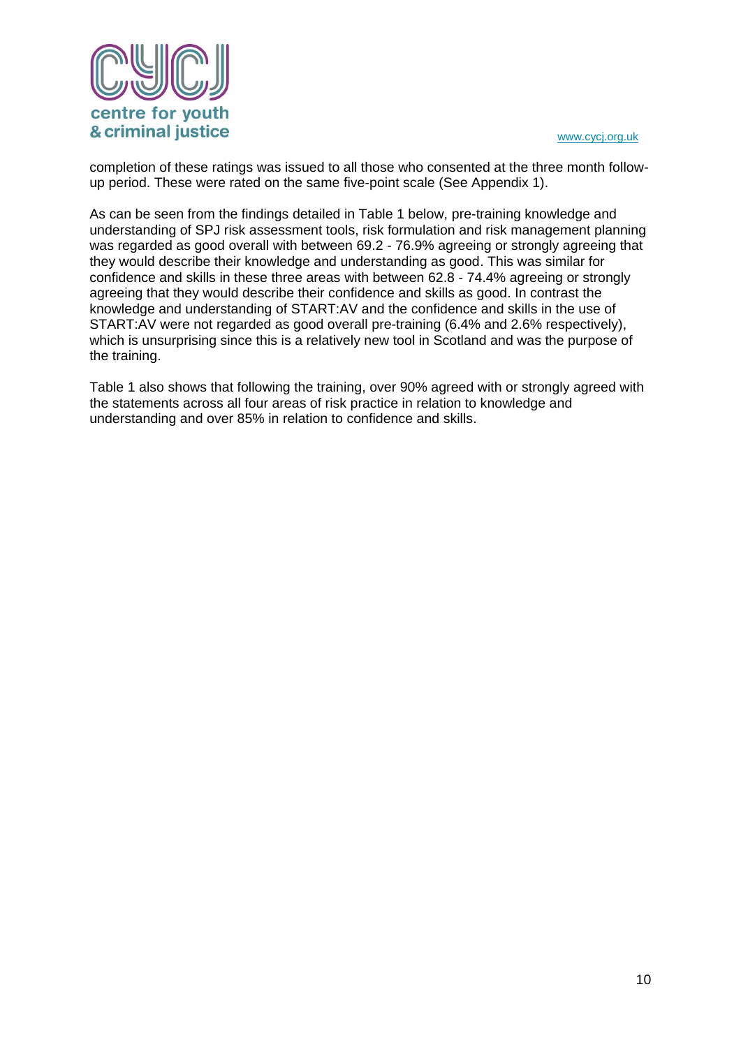completion of these ratings was issued to all those who consented at the three month follow-up period. These were rated on the same five-point scale (See Appendix 1).

As can be seen from the findings detailed in Table 1 below, pre-training knowledge and understanding of SPJ risk assessment tools, risk formulation and risk management planning was regarded as good overall with between 69.2 - 76.9% agreeing or strongly agreeing that they would describe their knowledge and understanding as good. This was similar for confidence and skills in these three areas with between 62.8 - 74.4% agreeing or strongly agreeing that they would describe their confidence and skills as good. In contrast the knowledge and understanding of START:AV and the confidence and skills in the use of START:AV were not regarded as good overall pre-training (6.4% and 2.6% respectively), which is unsurprising since this is a relatively new tool in Scotland and was the purpose of the training.

Table 1 also shows that following the training, over 90% agreed with or strongly agreed with the statements across all four areas of risk practice in relation to knowledge and understanding and over 85% in relation to confidence and skills.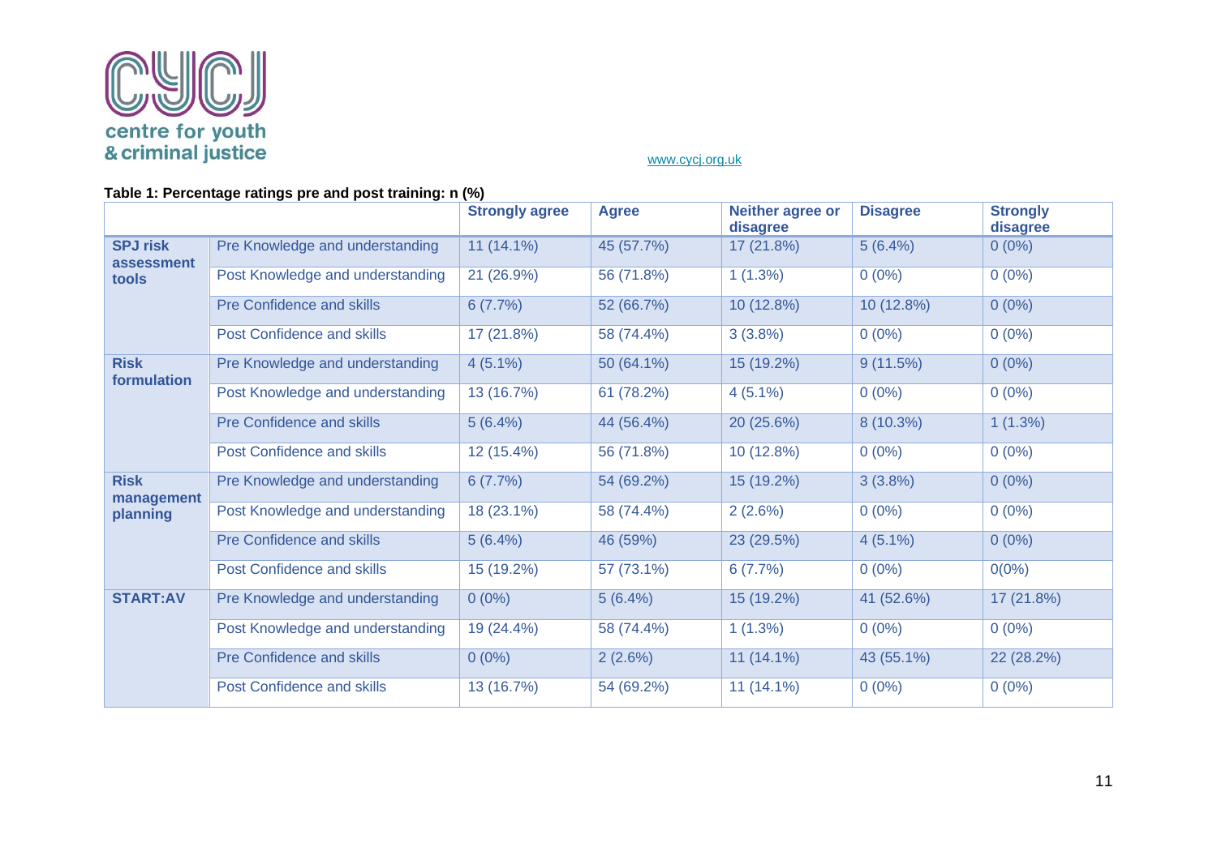www.cycj.org.uk

**Table 1: Percentage ratings pre and post training: n (%)**

| | | Strongly agree | Agree | Neither agree or disagree | Disagree | Strongly disagree |
|---|---|---|---|---|---|---|
| **SPJ risk assessment tools** | Pre Knowledge and understanding | 11 (14.1%) | 45 (57.7%) | 17 (21.8%) | 5 (6.4%) | 0 (0%) |
| | Post Knowledge and understanding | 21 (26.9%) | 56 (71.8%) | 1 (1.3%) | 0 (0%) | 0 (0%) |
| | Pre Confidence and skills | 6 (7.7%) | 52 (66.7%) | 10 (12.8%) | 10 (12.8%) | 0 (0%) |
| | Post Confidence and skills | 17 (21.8%) | 58 (74.4%) | 3 (3.8%) | 0 (0%) | 0 (0%) |
| **Risk formulation** | Pre Knowledge and understanding | 4 (5.1%) | 50 (64.1%) | 15 (19.2%) | 9 (11.5%) | 0 (0%) |
| | Post Knowledge and understanding | 13 (16.7%) | 61 (78.2%) | 4 (5.1%) | 0 (0%) | 0 (0%) |
| | Pre Confidence and skills | 5 (6.4%) | 44 (56.4%) | 20 (25.6%) | 8 (10.3%) | 1 (1.3%) |
| | Post Confidence and skills | 12 (15.4%) | 56 (71.8%) | 10 (12.8%) | 0 (0%) | 0 (0%) |
| **Risk management planning** | Pre Knowledge and understanding | 6 (7.7%) | 54 (69.2%) | 15 (19.2%) | 3 (3.8%) | 0 (0%) |
| | Post Knowledge and understanding | 18 (23.1%) | 58 (74.4%) | 2 (2.6%) | 0 (0%) | 0 (0%) |
| | Pre Confidence and skills | 5 (6.4%) | 46 (59%) | 23 (29.5%) | 4 (5.1%) | 0 (0%) |
| | Post Confidence and skills | 15 (19.2%) | 57 (73.1%) | 6 (7.7%) | 0 (0%) | 0(0%) |
| **START:AV** | Pre Knowledge and understanding | 0 (0%) | 5 (6.4%) | 15 (19.2%) | 41 (52.6%) | 17 (21.8%) |
| | Post Knowledge and understanding | 19 (24.4%) | 58 (74.4%) | 1 (1.3%) | 0 (0%) | 0 (0%) |
| | Pre Confidence and skills | 0 (0%) | 2 (2.6%) | 11 (14.1%) | 43 (55.1%) | 22 (28.2%) |
| | Post Confidence and skills | 13 (16.7%) | 54 (69.2%) | 11 (14.1%) | 0 (0%) | 0 (0%) |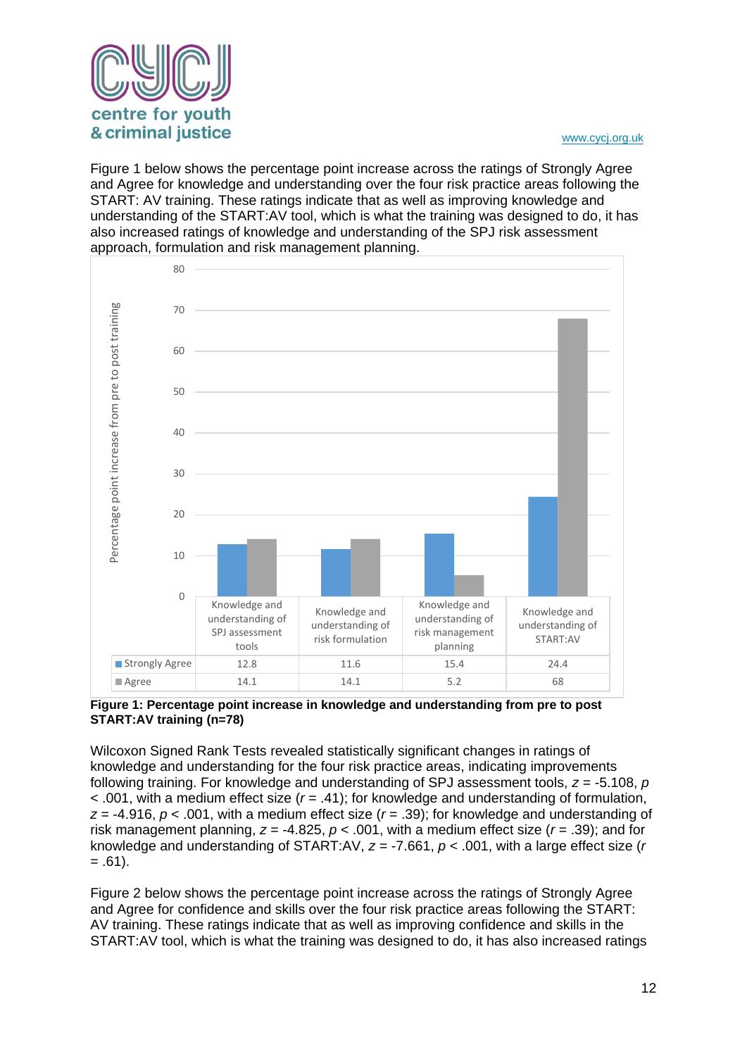Figure 1 below shows the percentage point increase across the ratings of Strongly Agree and Agree for knowledge and understanding over the four risk practice areas following the START: AV training. These ratings indicate that as well as improving knowledge and understanding of the START:AV tool, which is what the training was designed to do, it has also increased ratings of knowledge and understanding of the SPJ risk assessment approach, formulation and risk management planning.

| | Knowledge and understanding of SPJ assessment tools | Knowledge and understanding of risk formulation | Knowledge and understanding of risk management planning | Knowledge and understanding of START:AV |
|---|---|---|---|---|
| Strongly Agree | 12.8 | 11.6 | 15.4 | 24.4 |
| Agree | 14.1 | 14.1 | 5.2 | 68 |

**Figure 1: Percentage point increase in knowledge and understanding from pre to post START:AV training (n=78)**

Wilcoxon Signed Rank Tests revealed statistically significant changes in ratings of knowledge and understanding for the four risk practice areas, indicating improvements following training. For knowledge and understanding of SPJ assessment tools, $z = -5.108$, $p < .001$, with a medium effect size ($r = .41$); for knowledge and understanding of formulation, $z = -4.916$, $p < .001$, with a medium effect size ($r = .39$); for knowledge and understanding of risk management planning, $z = -4.825$, $p < .001$, with a medium effect size ($r = .39$); and for knowledge and understanding of START:AV, $z = -7.661$, $p < .001$, with a large effect size ($r = .61$).

Figure 2 below shows the percentage point increase across the ratings of Strongly Agree and Agree for confidence and skills over the four risk practice areas following the START: AV training. These ratings indicate that as well as improving confidence and skills in the START:AV tool, which is what the training was designed to do, it has also increased ratings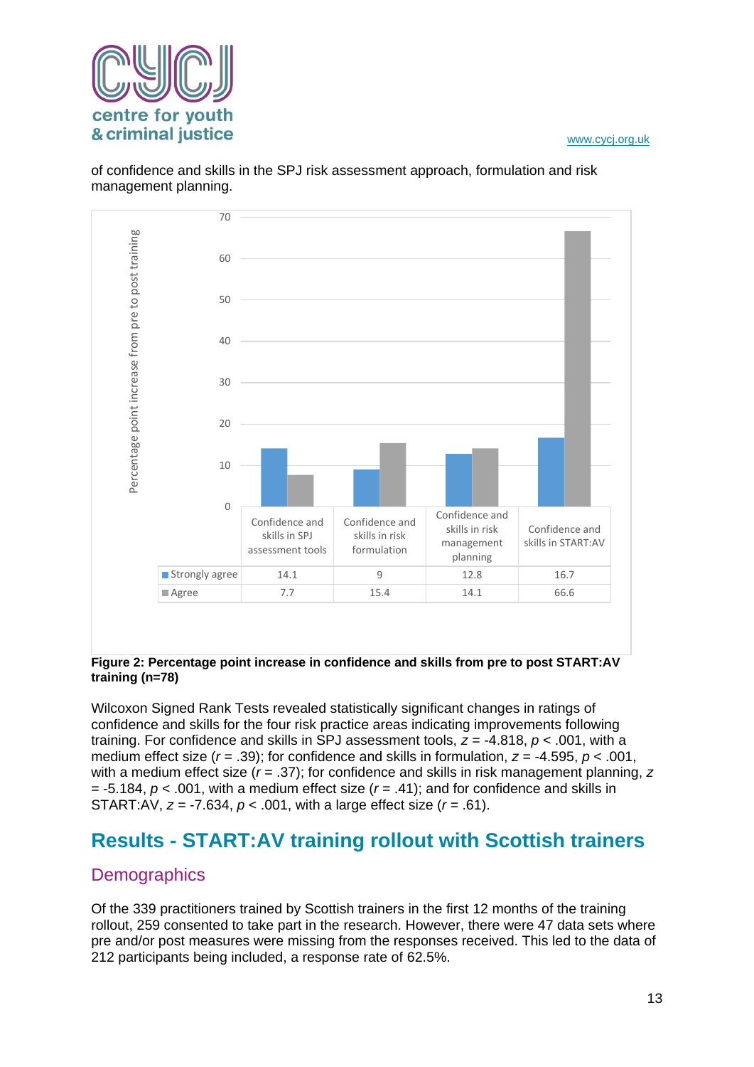of confidence and skills in the SPJ risk assessment approach, formulation and risk management planning.

| | Confidence and skills in SPJ assessment tools | Confidence and skills in risk formulation | Confidence and skills in risk management planning | Confidence and skills in START:AV |
|---|---|---|---|---|
| Strongly agree | 14.1 | 9 | 12.8 | 16.7 |
| Agree | 7.7 | 15.4 | 14.1 | 66.6 |

**Figure 2: Percentage point increase in confidence and skills from pre to post START:AV training (n=78)**

Wilcoxon Signed Rank Tests revealed statistically significant changes in ratings of confidence and skills for the four risk practice areas indicating improvements following training. For confidence and skills in SPJ assessment tools, $z = -4.818$, $p < .001$, with a medium effect size ($r = .39$); for confidence and skills in formulation, $z = -4.595$, $p < .001$, with a medium effect size ($r = .37$); for confidence and skills in risk management planning, $z = -5.184$, $p < .001$, with a medium effect size ($r = .41$); and for confidence and skills in START:AV, $z = -7.634$, $p < .001$, with a large effect size ($r = .61$).

## Results - START:AV training rollout with Scottish trainers

### Demographics

Of the 339 practitioners trained by Scottish trainers in the first 12 months of the training rollout, 259 consented to take part in the research. However, there were 47 data sets where pre and/or post measures were missing from the responses received. This led to the data of 212 participants being included, a response rate of 62.5%.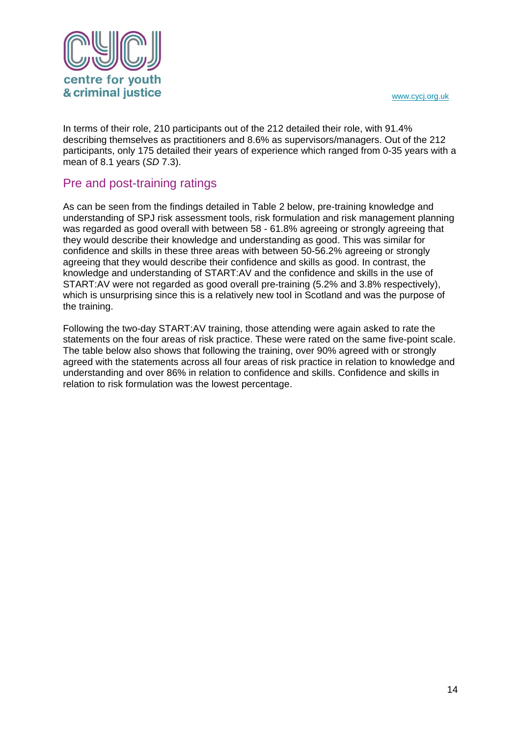In terms of their role, 210 participants out of the 212 detailed their role, with 91.4% describing themselves as practitioners and 8.6% as supervisors/managers. Out of the 212 participants, only 175 detailed their years of experience which ranged from 0-35 years with a mean of 8.1 years (*SD* 7.3).

## Pre and post-training ratings

As can be seen from the findings detailed in Table 2 below, pre-training knowledge and understanding of SPJ risk assessment tools, risk formulation and risk management planning was regarded as good overall with between 58 - 61.8% agreeing or strongly agreeing that they would describe their knowledge and understanding as good. This was similar for confidence and skills in these three areas with between 50-56.2% agreeing or strongly agreeing that they would describe their confidence and skills as good. In contrast, the knowledge and understanding of START:AV and the confidence and skills in the use of START:AV were not regarded as good overall pre-training (5.2% and 3.8% respectively), which is unsurprising since this is a relatively new tool in Scotland and was the purpose of the training.

Following the two-day START:AV training, those attending were again asked to rate the statements on the four areas of risk practice. These were rated on the same five-point scale. The table below also shows that following the training, over 90% agreed with or strongly agreed with the statements across all four areas of risk practice in relation to knowledge and understanding and over 86% in relation to confidence and skills. Confidence and skills in relation to risk formulation was the lowest percentage.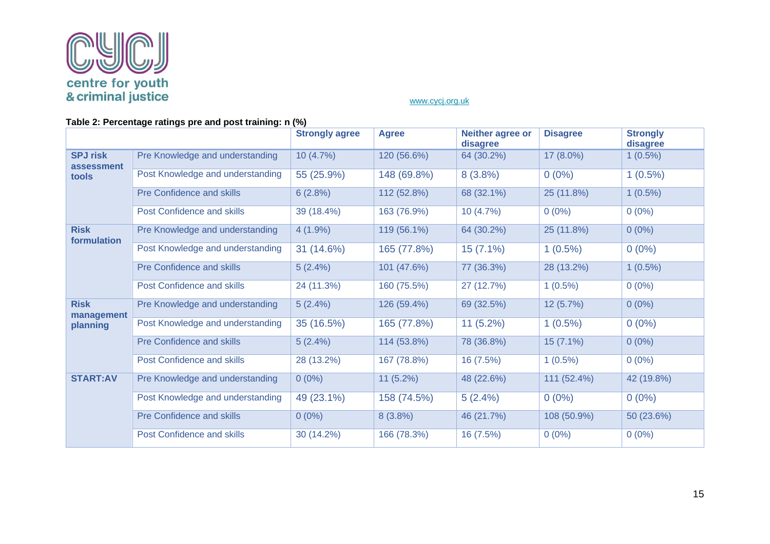[www.cycj.org.uk](http://www.cycj.org.uk)

**Table 2: Percentage ratings pre and post training: n (%)**

| | | Strongly agree | Agree | Neither agree or disagree | Disagree | Strongly disagree |
|---|---|---|---|---|---|---|
| **SPJ risk assessment tools** | Pre Knowledge and understanding | 10 (4.7%) | 120 (56.6%) | 64 (30.2%) | 17 (8.0%) | 1 (0.5%) |
| | Post Knowledge and understanding | 55 (25.9%) | 148 (69.8%) | 8 (3.8%) | 0 (0%) | 1 (0.5%) |
| | Pre Confidence and skills | 6 (2.8%) | 112 (52.8%) | 68 (32.1%) | 25 (11.8%) | 1 (0.5%) |
| | Post Confidence and skills | 39 (18.4%) | 163 (76.9%) | 10 (4.7%) | 0 (0%) | 0 (0%) |
| **Risk formulation** | Pre Knowledge and understanding | 4 (1.9%) | 119 (56.1%) | 64 (30.2%) | 25 (11.8%) | 0 (0%) |
| | Post Knowledge and understanding | 31 (14.6%) | 165 (77.8%) | 15 (7.1%) | 1 (0.5%) | 0 (0%) |
| | Pre Confidence and skills | 5 (2.4%) | 101 (47.6%) | 77 (36.3%) | 28 (13.2%) | 1 (0.5%) |
| | Post Confidence and skills | 24 (11.3%) | 160 (75.5%) | 27 (12.7%) | 1 (0.5%) | 0 (0%) |
| **Risk management planning** | Pre Knowledge and understanding | 5 (2.4%) | 126 (59.4%) | 69 (32.5%) | 12 (5.7%) | 0 (0%) |
| | Post Knowledge and understanding | 35 (16.5%) | 165 (77.8%) | 11 (5.2%) | 1 (0.5%) | 0 (0%) |
| | Pre Confidence and skills | 5 (2.4%) | 114 (53.8%) | 78 (36.8%) | 15 (7.1%) | 0 (0%) |
| | Post Confidence and skills | 28 (13.2%) | 167 (78.8%) | 16 (7.5%) | 1 (0.5%) | 0 (0%) |
| **START:AV** | Pre Knowledge and understanding | 0 (0%) | 11 (5.2%) | 48 (22.6%) | 111 (52.4%) | 42 (19.8%) |
| | Post Knowledge and understanding | 49 (23.1%) | 158 (74.5%) | 5 (2.4%) | 0 (0%) | 0 (0%) |
| | Pre Confidence and skills | 0 (0%) | 8 (3.8%) | 46 (21.7%) | 108 (50.9%) | 50 (23.6%) |
| | Post Confidence and skills | 30 (14.2%) | 166 (78.3%) | 16 (7.5%) | 0 (0%) | 0 (0%) |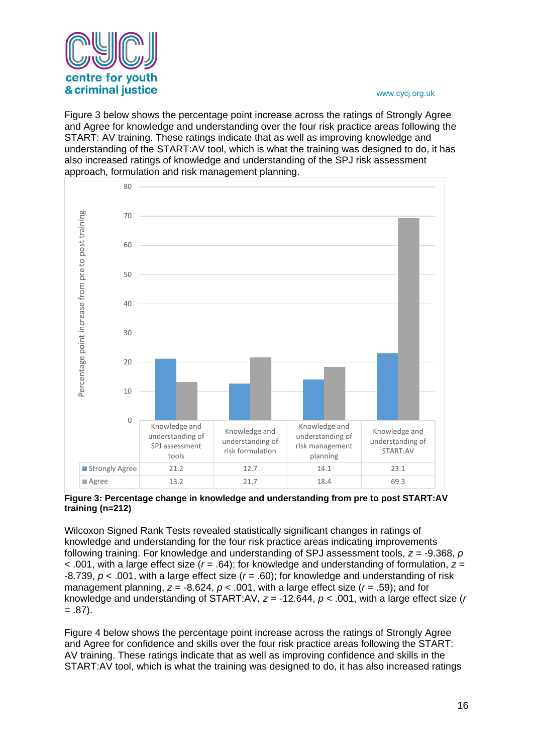Figure 3 below shows the percentage point increase across the ratings of Strongly Agree and Agree for knowledge and understanding over the four risk practice areas following the START: AV training. These ratings indicate that as well as improving knowledge and understanding of the START:AV tool, which is what the training was designed to do, it has also increased ratings of knowledge and understanding of the SPJ risk assessment approach, formulation and risk management planning.

| | Knowledge and understanding of SPJ assessment tools | Knowledge and understanding of risk formulation | Knowledge and understanding of risk management planning | Knowledge and understanding of START:AV |
|---|---|---|---|---|
| Strongly Agree | 21.2 | 12.7 | 14.1 | 23.1 |
| Agree | 13.2 | 21.7 | 18.4 | 69.3 |

**Figure 3: Percentage change in knowledge and understanding from pre to post START:AV training (n=212)**

Wilcoxon Signed Rank Tests revealed statistically significant changes in ratings of knowledge and understanding for the four risk practice areas indicating improvements following training. For knowledge and understanding of SPJ assessment tools, $z = -9.368$, $p < .001$, with a large effect size ($r = .64$); for knowledge and understanding of formulation, $z = -8.739$, $p < .001$, with a large effect size ($r = .60$); for knowledge and understanding of risk management planning, $z = -8.624$, $p < .001$, with a large effect size ($r = .59$); and for knowledge and understanding of START:AV, $z = -12.644$, $p < .001$, with a large effect size ($r = .87$).

Figure 4 below shows the percentage point increase across the ratings of Strongly Agree and Agree for confidence and skills over the four risk practice areas following the START: AV training. These ratings indicate that as well as improving confidence and skills in the START:AV tool, which is what the training was designed to do, it has also increased ratings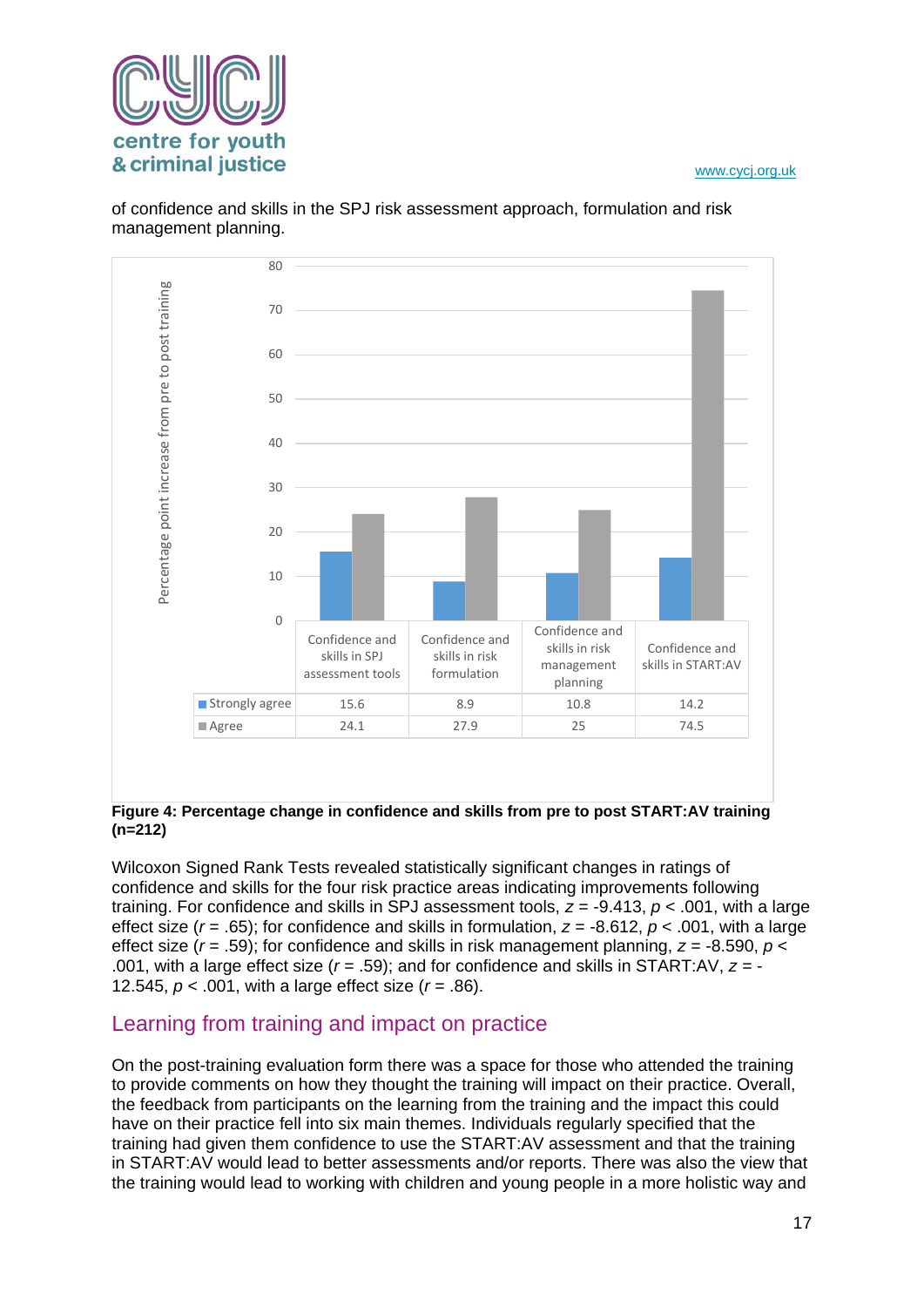of confidence and skills in the SPJ risk assessment approach, formulation and risk management planning.

| | Confidence and skills in SPJ assessment tools | Confidence and skills in risk formulation | Confidence and skills in risk management planning | Confidence and skills in START:AV |
|---|---|---|---|---|
| Strongly agree | 15.6 | 8.9 | 10.8 | 14.2 |
| Agree | 24.1 | 27.9 | 25 | 74.5 |

**Figure 4: Percentage change in confidence and skills from pre to post START:AV training (n=212)**

Wilcoxon Signed Rank Tests revealed statistically significant changes in ratings of confidence and skills for the four risk practice areas indicating improvements following training. For confidence and skills in SPJ assessment tools, $z = -9.413$, $p < .001$, with a large effect size ($r = .65$); for confidence and skills in formulation, $z = -8.612$, $p < .001$, with a large effect size ($r = .59$); for confidence and skills in risk management planning, $z = -8.590$, $p < .001$, with a large effect size ($r = .59$); and for confidence and skills in START:AV, $z = -12.545$, $p < .001$, with a large effect size ($r = .86$).

## Learning from training and impact on practice

On the post-training evaluation form there was a space for those who attended the training to provide comments on how they thought the training will impact on their practice. Overall, the feedback from participants on the learning from the training and the impact this could have on their practice fell into six main themes. Individuals regularly specified that the training had given them confidence to use the START:AV assessment and that the training in START:AV would lead to better assessments and/or reports. There was also the view that the training would lead to working with children and young people in a more holistic way and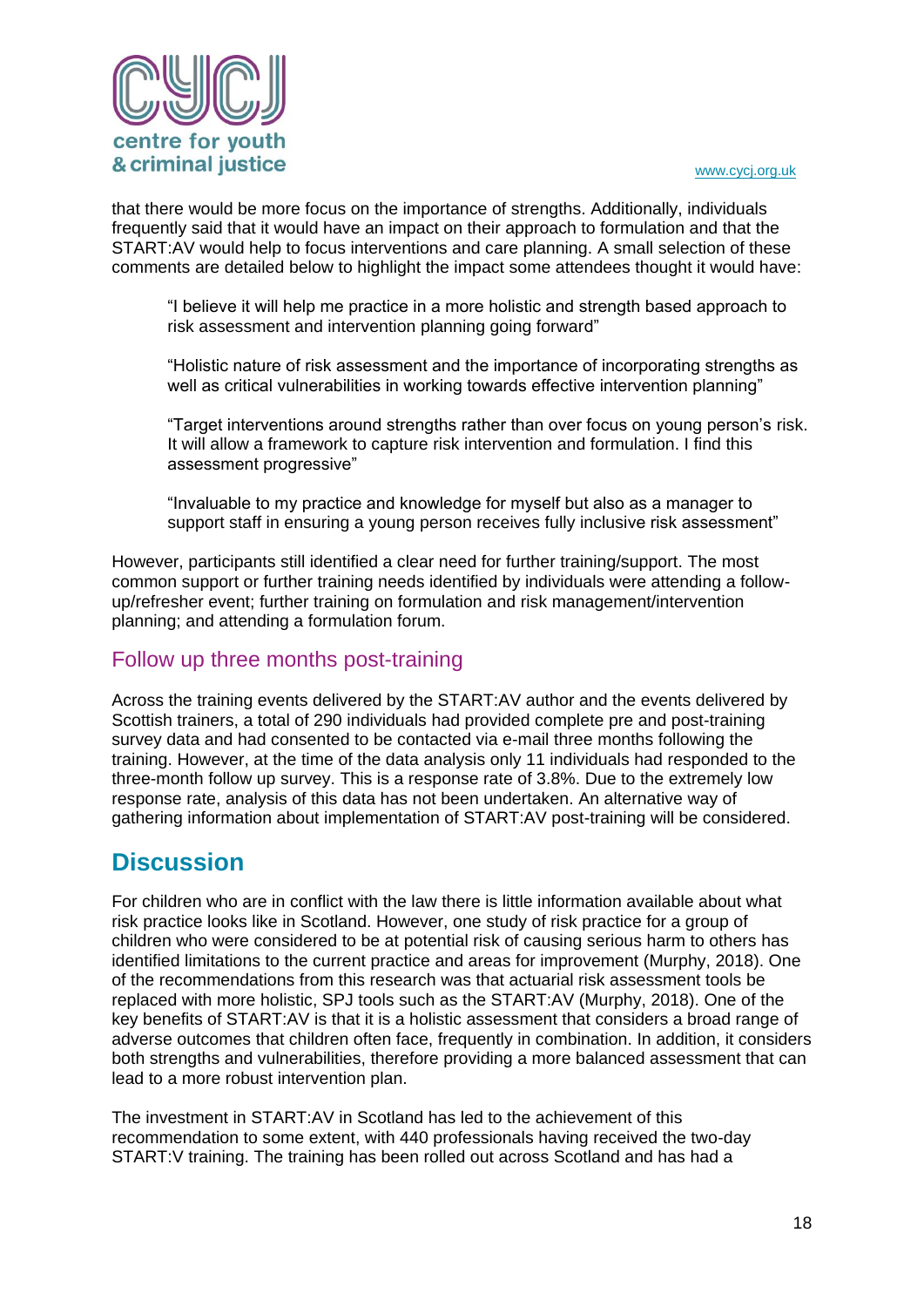that there would be more focus on the importance of strengths. Additionally, individuals frequently said that it would have an impact on their approach to formulation and that the START:AV would help to focus interventions and care planning. A small selection of these comments are detailed below to highlight the impact some attendees thought it would have:

> "I believe it will help me practice in a more holistic and strength based approach to risk assessment and intervention planning going forward"

> "Holistic nature of risk assessment and the importance of incorporating strengths as well as critical vulnerabilities in working towards effective intervention planning"

> "Target interventions around strengths rather than over focus on young person's risk. It will allow a framework to capture risk intervention and formulation. I find this assessment progressive"

> "Invaluable to my practice and knowledge for myself but also as a manager to support staff in ensuring a young person receives fully inclusive risk assessment"

However, participants still identified a clear need for further training/support. The most common support or further training needs identified by individuals were attending a follow-up/refresher event; further training on formulation and risk management/intervention planning; and attending a formulation forum.

### Follow up three months post-training

Across the training events delivered by the START:AV author and the events delivered by Scottish trainers, a total of 290 individuals had provided complete pre and post-training survey data and had consented to be contacted via e-mail three months following the training. However, at the time of the data analysis only 11 individuals had responded to the three-month follow up survey. This is a response rate of 3.8%. Due to the extremely low response rate, analysis of this data has not been undertaken. An alternative way of gathering information about implementation of START:AV post-training will be considered.

## Discussion

For children who are in conflict with the law there is little information available about what risk practice looks like in Scotland. However, one study of risk practice for a group of children who were considered to be at potential risk of causing serious harm to others has identified limitations to the current practice and areas for improvement (Murphy, 2018). One of the recommendations from this research was that actuarial risk assessment tools be replaced with more holistic, SPJ tools such as the START:AV (Murphy, 2018). One of the key benefits of START:AV is that it is a holistic assessment that considers a broad range of adverse outcomes that children often face, frequently in combination. In addition, it considers both strengths and vulnerabilities, therefore providing a more balanced assessment that can lead to a more robust intervention plan.

The investment in START:AV in Scotland has led to the achievement of this recommendation to some extent, with 440 professionals having received the two-day START:V training. The training has been rolled out across Scotland and has had a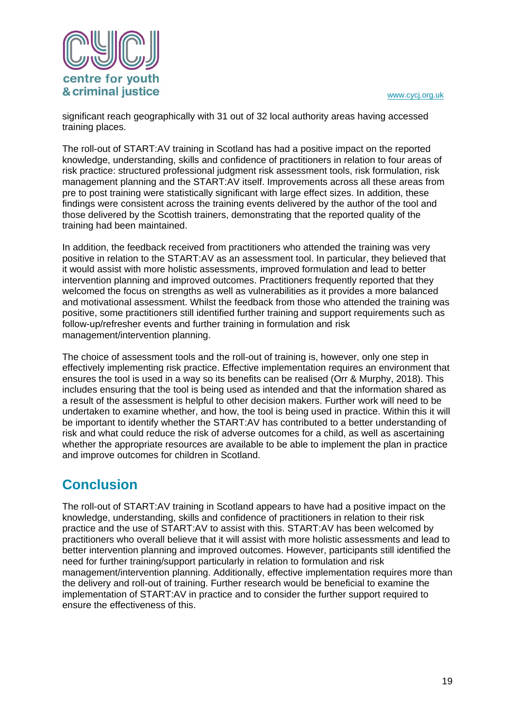significant reach geographically with 31 out of 32 local authority areas having accessed training places.

The roll-out of START:AV training in Scotland has had a positive impact on the reported knowledge, understanding, skills and confidence of practitioners in relation to four areas of risk practice: structured professional judgment risk assessment tools, risk formulation, risk management planning and the START:AV itself. Improvements across all these areas from pre to post training were statistically significant with large effect sizes. In addition, these findings were consistent across the training events delivered by the author of the tool and those delivered by the Scottish trainers, demonstrating that the reported quality of the training had been maintained.

In addition, the feedback received from practitioners who attended the training was very positive in relation to the START:AV as an assessment tool. In particular, they believed that it would assist with more holistic assessments, improved formulation and lead to better intervention planning and improved outcomes. Practitioners frequently reported that they welcomed the focus on strengths as well as vulnerabilities as it provides a more balanced and motivational assessment. Whilst the feedback from those who attended the training was positive, some practitioners still identified further training and support requirements such as follow-up/refresher events and further training in formulation and risk management/intervention planning.

The choice of assessment tools and the roll-out of training is, however, only one step in effectively implementing risk practice. Effective implementation requires an environment that ensures the tool is used in a way so its benefits can be realised (Orr & Murphy, 2018). This includes ensuring that the tool is being used as intended and that the information shared as a result of the assessment is helpful to other decision makers. Further work will need to be undertaken to examine whether, and how, the tool is being used in practice. Within this it will be important to identify whether the START:AV has contributed to a better understanding of risk and what could reduce the risk of adverse outcomes for a child, as well as ascertaining whether the appropriate resources are available to be able to implement the plan in practice and improve outcomes for children in Scotland.

## Conclusion

The roll-out of START:AV training in Scotland appears to have had a positive impact on the knowledge, understanding, skills and confidence of practitioners in relation to their risk practice and the use of START:AV to assist with this. START:AV has been welcomed by practitioners who overall believe that it will assist with more holistic assessments and lead to better intervention planning and improved outcomes. However, participants still identified the need for further training/support particularly in relation to formulation and risk management/intervention planning. Additionally, effective implementation requires more than the delivery and roll-out of training. Further research would be beneficial to examine the implementation of START:AV in practice and to consider the further support required to ensure the effectiveness of this.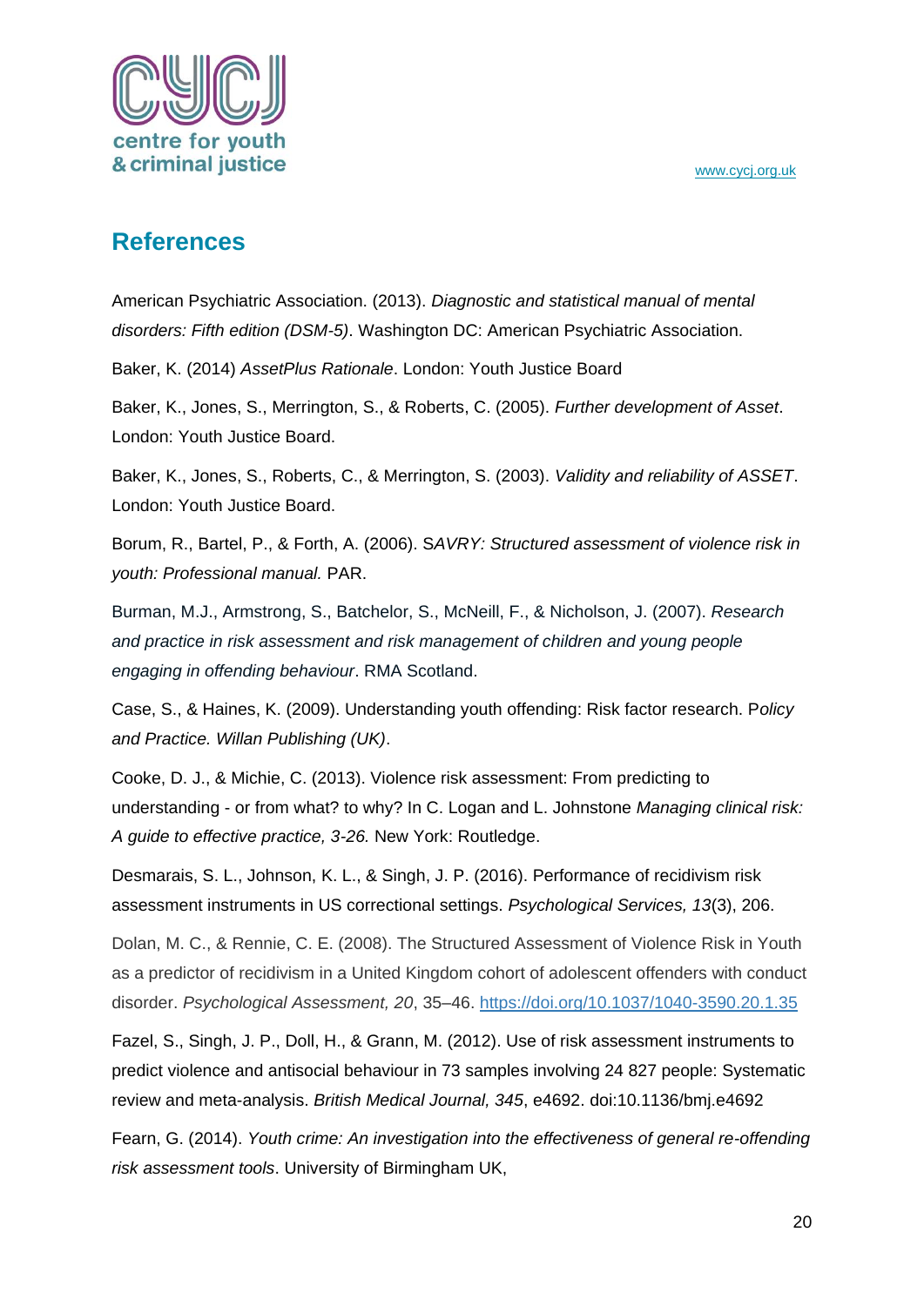## References

American Psychiatric Association. (2013). *Diagnostic and statistical manual of mental disorders: Fifth edition (DSM-5)*. Washington DC: American Psychiatric Association.

Baker, K. (2014) *AssetPlus Rationale*. London: Youth Justice Board

Baker, K., Jones, S., Merrington, S., & Roberts, C. (2005). *Further development of Asset*. London: Youth Justice Board.

Baker, K., Jones, S., Roberts, C., & Merrington, S. (2003). *Validity and reliability of ASSET*. London: Youth Justice Board.

Borum, R., Bartel, P., & Forth, A. (2006). S*AVRY: Structured assessment of violence risk in youth: Professional manual.* PAR.

Burman, M.J., Armstrong, S., Batchelor, S., McNeill, F., & Nicholson, J. (2007). *Research and practice in risk assessment and risk management of children and young people engaging in offending behaviour*. RMA Scotland.

Case, S., & Haines, K. (2009). Understanding youth offending: Risk factor research. P*olicy and Practice. Willan Publishing (UK)*.

Cooke, D. J., & Michie, C. (2013). Violence risk assessment: From predicting to understanding - or from what? to why? In C. Logan and L. Johnstone *Managing clinical risk: A guide to effective practice, 3-26.* New York: Routledge.

Desmarais, S. L., Johnson, K. L., & Singh, J. P. (2016). Performance of recidivism risk assessment instruments in US correctional settings. *Psychological Services, 13*(3), 206.

Dolan, M. C., & Rennie, C. E. (2008). The Structured Assessment of Violence Risk in Youth as a predictor of recidivism in a United Kingdom cohort of adolescent offenders with conduct disorder. *Psychological Assessment, 20*, 35–46. https://doi.org/10.1037/1040-3590.20.1.35

Fazel, S., Singh, J. P., Doll, H., & Grann, M. (2012). Use of risk assessment instruments to predict violence and antisocial behaviour in 73 samples involving 24 827 people: Systematic review and meta-analysis. *British Medical Journal, 345*, e4692. doi:10.1136/bmj.e4692

Fearn, G. (2014). *Youth crime: An investigation into the effectiveness of general re-offending risk assessment tools*. University of Birmingham UK,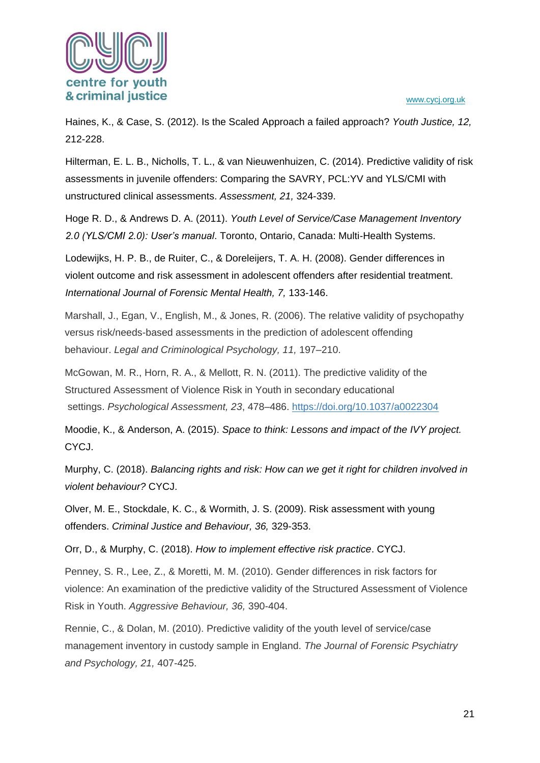Haines, K., & Case, S. (2012). Is the Scaled Approach a failed approach? *Youth Justice, 12,* 212-228.

Hilterman, E. L. B., Nicholls, T. L., & van Nieuwenhuizen, C. (2014). Predictive validity of risk assessments in juvenile offenders: Comparing the SAVRY, PCL:YV and YLS/CMI with unstructured clinical assessments. *Assessment, 21,* 324-339.

Hoge R. D., & Andrews D. A. (2011). *Youth Level of Service/Case Management Inventory 2.0 (YLS/CMI 2.0): User's manual*. Toronto, Ontario, Canada: Multi-Health Systems.

Lodewijks, H. P. B., de Ruiter, C., & Doreleijers, T. A. H. (2008). Gender differences in violent outcome and risk assessment in adolescent offenders after residential treatment. *International Journal of Forensic Mental Health, 7,* 133-146.

Marshall, J., Egan, V., English, M., & Jones, R. (2006). The relative validity of psychopathy versus risk/needs-based assessments in the prediction of adolescent offending behaviour. *Legal and Criminological Psychology, 11,* 197–210.

McGowan, M. R., Horn, R. A., & Mellott, R. N. (2011). The predictive validity of the Structured Assessment of Violence Risk in Youth in secondary educational settings. *Psychological Assessment, 23*, 478–486. https://doi.org/10.1037/a0022304

Moodie, K., & Anderson, A. (2015). *Space to think: Lessons and impact of the IVY project.* CYCJ.

Murphy, C. (2018). *Balancing rights and risk: How can we get it right for children involved in violent behaviour?* CYCJ.

Olver, M. E., Stockdale, K. C., & Wormith, J. S. (2009). Risk assessment with young offenders. *Criminal Justice and Behaviour, 36,* 329-353.

Orr, D., & Murphy, C. (2018). *How to implement effective risk practice*. CYCJ.

Penney, S. R., Lee, Z., & Moretti, M. M. (2010). Gender differences in risk factors for violence: An examination of the predictive validity of the Structured Assessment of Violence Risk in Youth. *Aggressive Behaviour, 36,* 390-404.

Rennie, C., & Dolan, M. (2010). Predictive validity of the youth level of service/case management inventory in custody sample in England. *The Journal of Forensic Psychiatry and Psychology, 21,* 407-425.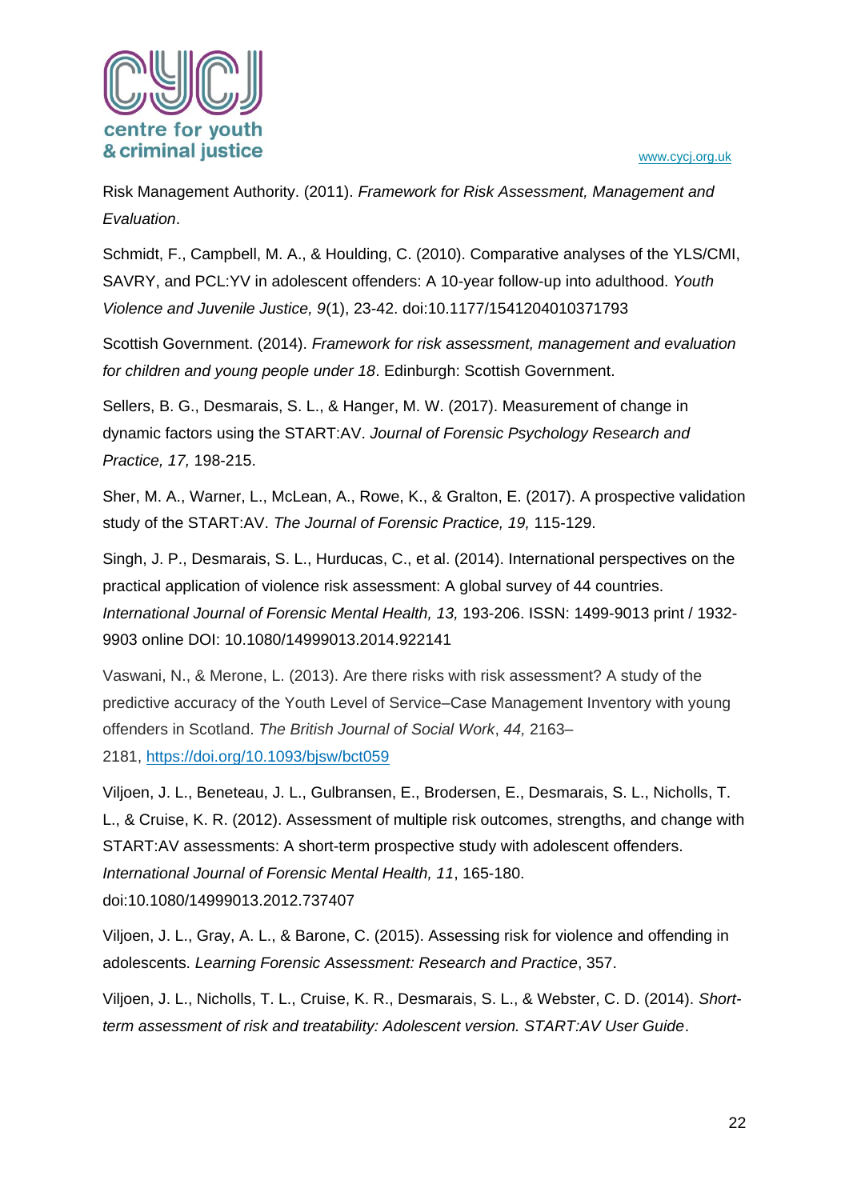Risk Management Authority. (2011). *Framework for Risk Assessment, Management and Evaluation*.

Schmidt, F., Campbell, M. A., & Houlding, C. (2010). Comparative analyses of the YLS/CMI, SAVRY, and PCL:YV in adolescent offenders: A 10-year follow-up into adulthood. *Youth Violence and Juvenile Justice, 9*(1), 23-42. doi:10.1177/1541204010371793

Scottish Government. (2014). *Framework for risk assessment, management and evaluation for children and young people under 18*. Edinburgh: Scottish Government.

Sellers, B. G., Desmarais, S. L., & Hanger, M. W. (2017). Measurement of change in dynamic factors using the START:AV. *Journal of Forensic Psychology Research and Practice, 17,* 198-215.

Sher, M. A., Warner, L., McLean, A., Rowe, K., & Gralton, E. (2017). A prospective validation study of the START:AV. *The Journal of Forensic Practice, 19,* 115-129.

Singh, J. P., Desmarais, S. L., Hurducas, C., et al. (2014). International perspectives on the practical application of violence risk assessment: A global survey of 44 countries. *International Journal of Forensic Mental Health, 13,* 193-206. ISSN: 1499-9013 print / 1932-9903 online DOI: 10.1080/14999013.2014.922141

Vaswani, N., & Merone, L. (2013). Are there risks with risk assessment? A study of the predictive accuracy of the Youth Level of Service–Case Management Inventory with young offenders in Scotland. *The British Journal of Social Work*, *44,* 2163–2181, https://doi.org/10.1093/bjsw/bct059

Viljoen, J. L., Beneteau, J. L., Gulbransen, E., Brodersen, E., Desmarais, S. L., Nicholls, T. L., & Cruise, K. R. (2012). Assessment of multiple risk outcomes, strengths, and change with START:AV assessments: A short-term prospective study with adolescent offenders. *International Journal of Forensic Mental Health, 11*, 165-180. doi:10.1080/14999013.2012.737407

Viljoen, J. L., Gray, A. L., & Barone, C. (2015). Assessing risk for violence and offending in adolescents. *Learning Forensic Assessment: Research and Practice*, 357.

Viljoen, J. L., Nicholls, T. L., Cruise, K. R., Desmarais, S. L., & Webster, C. D. (2014). *Short-term assessment of risk and treatability: Adolescent version. START:AV User Guide*.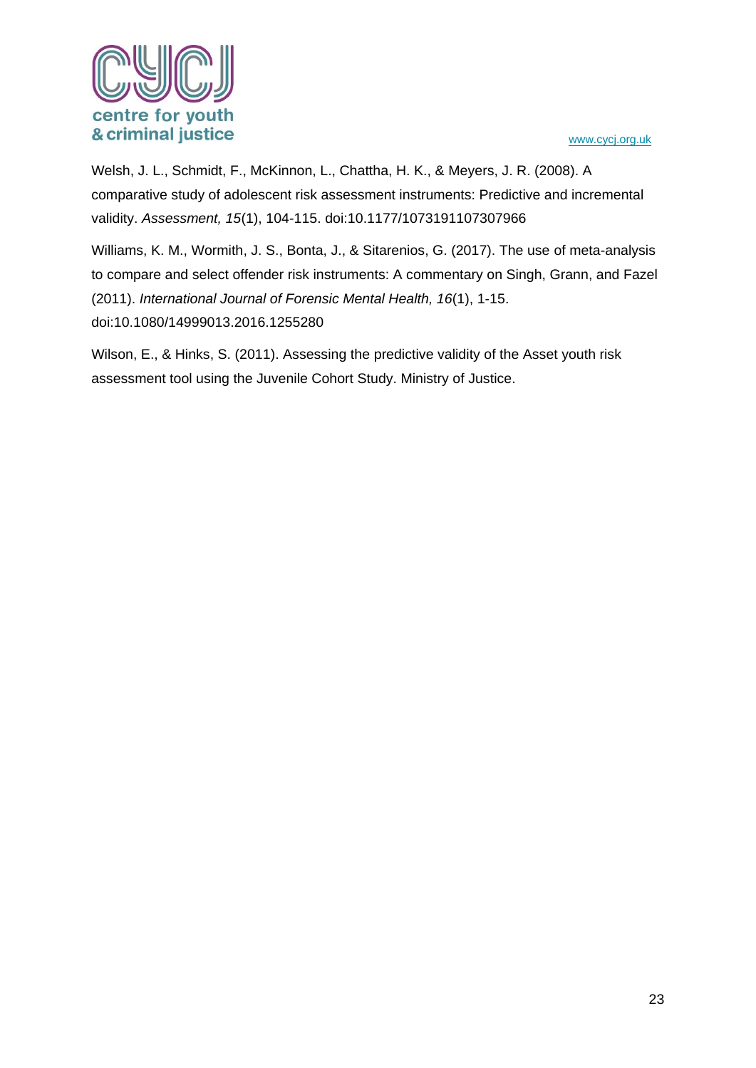Welsh, J. L., Schmidt, F., McKinnon, L., Chattha, H. K., & Meyers, J. R. (2008). A comparative study of adolescent risk assessment instruments: Predictive and incremental validity. *Assessment, 15*(1), 104-115. doi:10.1177/1073191107307966

Williams, K. M., Wormith, J. S., Bonta, J., & Sitarenios, G. (2017). The use of meta-analysis to compare and select offender risk instruments: A commentary on Singh, Grann, and Fazel (2011). *International Journal of Forensic Mental Health, 16*(1), 1-15. doi:10.1080/14999013.2016.1255280

Wilson, E., & Hinks, S. (2011). Assessing the predictive validity of the Asset youth risk assessment tool using the Juvenile Cohort Study. Ministry of Justice.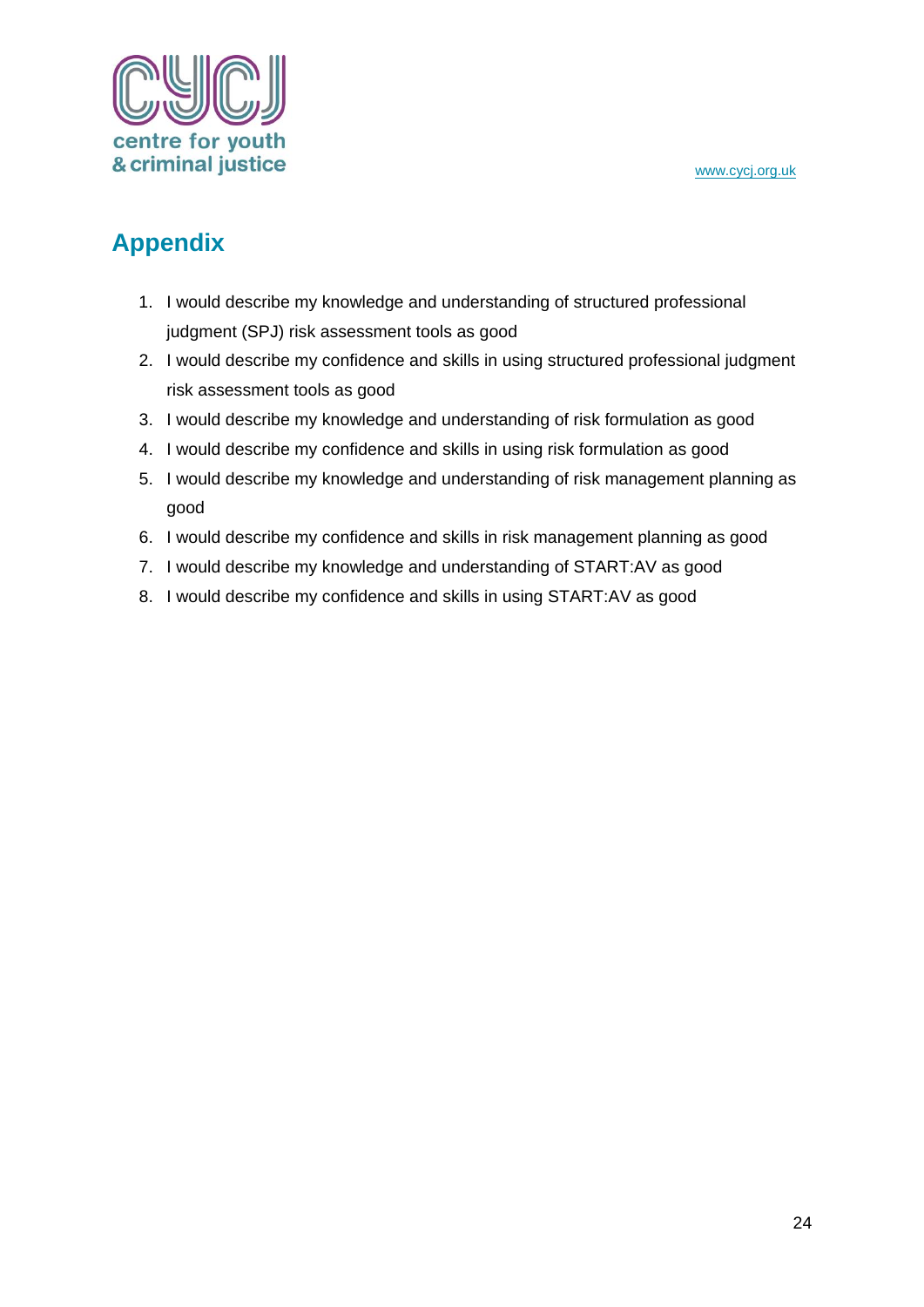## Appendix

1. I would describe my knowledge and understanding of structured professional judgment (SPJ) risk assessment tools as good
2. I would describe my confidence and skills in using structured professional judgment risk assessment tools as good
3. I would describe my knowledge and understanding of risk formulation as good
4. I would describe my confidence and skills in using risk formulation as good
5. I would describe my knowledge and understanding of risk management planning as good
6. I would describe my confidence and skills in risk management planning as good
7. I would describe my knowledge and understanding of START:AV as good
8. I would describe my confidence and skills in using START:AV as good